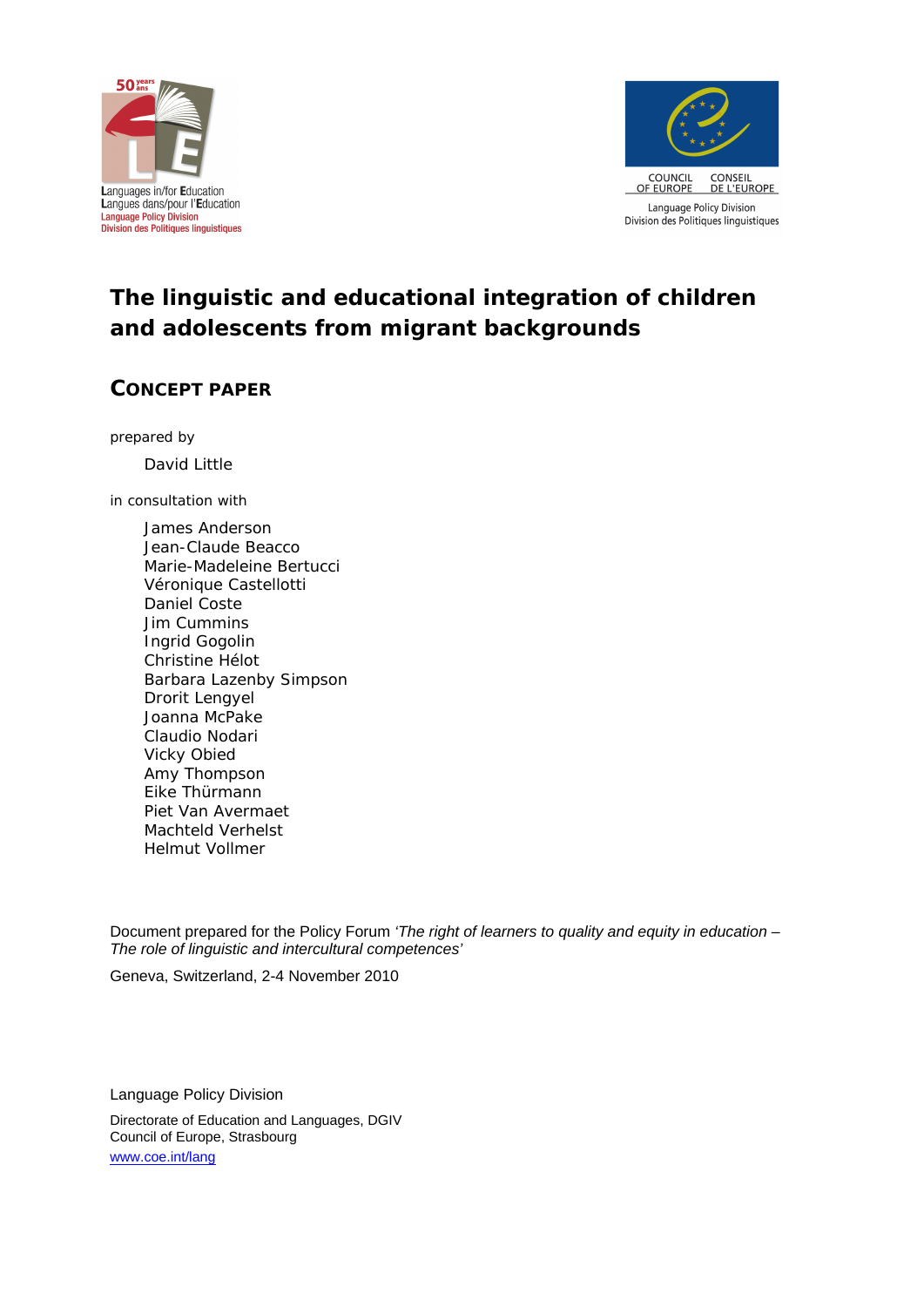Languages in/for Education
Langues dans/pour l'Education
Language Policy Division
Division des Politiques linguistiques

COUNCIL OF EUROPE CONSEIL DE L'EUROPE
Language Policy Division
Division des Politiques linguistiques

# The linguistic and educational integration of children and adolescents from migrant backgrounds

## CONCEPT PAPER

prepared by

David Little

in consultation with

James Anderson
Jean-Claude Beacco
Marie-Madeleine Bertucci
Véronique Castellotti
Daniel Coste
Jim Cummins
Ingrid Gogolin
Christine Hélot
Barbara Lazenby Simpson
Drorit Lengyel
Joanna McPake
Claudio Nodari
Vicky Obied
Amy Thompson
Eike Thürmann
Piet Van Avermaet
Machteld Verhelst
Helmut Vollmer

Document prepared for the Policy Forum *'The right of learners to quality and equity in education – The role of linguistic and intercultural competences'*

Geneva, Switzerland, 2-4 November 2010

Language Policy Division

Directorate of Education and Languages, DGIV
Council of Europe, Strasbourg
www.coe.int/lang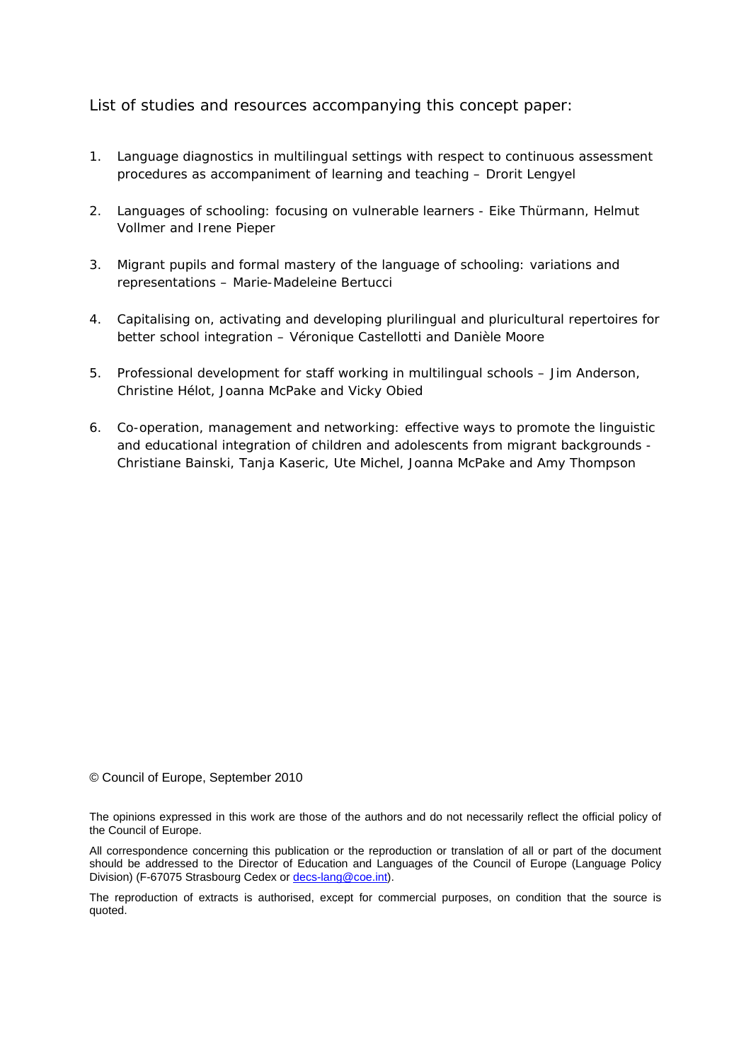List of studies and resources accompanying this concept paper:

1. Language diagnostics in multilingual settings with respect to continuous assessment procedures as accompaniment of learning and teaching – Drorit Lengyel

2. Languages of schooling: focusing on vulnerable learners - Eike Thürmann, Helmut Vollmer and Irene Pieper

3. Migrant pupils and formal mastery of the language of schooling: variations and representations – Marie-Madeleine Bertucci

4. Capitalising on, activating and developing plurilingual and pluricultural repertoires for better school integration – Véronique Castellotti and Danièle Moore

5. Professional development for staff working in multilingual schools – Jim Anderson, Christine Hélot, Joanna McPake and Vicky Obied

6. Co-operation, management and networking: effective ways to promote the linguistic and educational integration of children and adolescents from migrant backgrounds - Christiane Bainski, Tanja Kaseric, Ute Michel, Joanna McPake and Amy Thompson

© Council of Europe, September 2010

The opinions expressed in this work are those of the authors and do not necessarily reflect the official policy of the Council of Europe.

All correspondence concerning this publication or the reproduction or translation of all or part of the document should be addressed to the Director of Education and Languages of the Council of Europe (Language Policy Division) (F-67075 Strasbourg Cedex or decs-lang@coe.int).

The reproduction of extracts is authorised, except for commercial purposes, on condition that the source is quoted.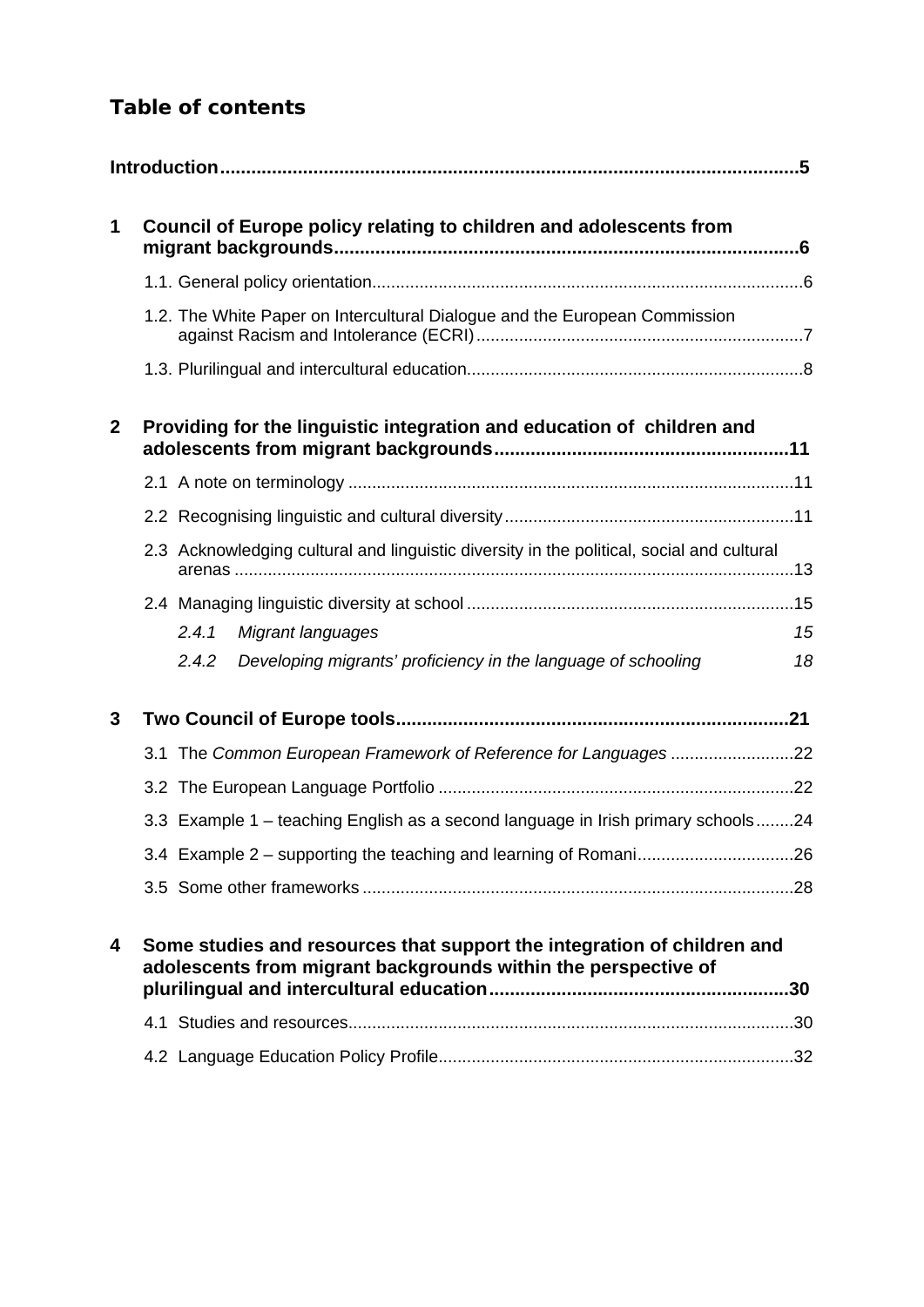## Table of contents

**Introduction** ..... 5

**1 Council of Europe policy relating to children and adolescents from migrant backgrounds** ..... 6

- 1.1. General policy orientation ..... 6
- 1.2. The White Paper on Intercultural Dialogue and the European Commission against Racism and Intolerance (ECRI) ..... 7
- 1.3. Plurilingual and intercultural education ..... 8

**2 Providing for the linguistic integration and education of children and adolescents from migrant backgrounds** ..... 11

- 2.1 A note on terminology ..... 11
- 2.2 Recognising linguistic and cultural diversity ..... 11
- 2.3 Acknowledging cultural and linguistic diversity in the political, social and cultural arenas ..... 13
- 2.4 Managing linguistic diversity at school ..... 15
  - *2.4.1 Migrant languages* ..... *15*
  - *2.4.2 Developing migrants' proficiency in the language of schooling* ..... *18*

**3 Two Council of Europe tools** ..... 21

- 3.1 The *Common European Framework of Reference for Languages* ..... 22
- 3.2 The European Language Portfolio ..... 22
- 3.3 Example 1 – teaching English as a second language in Irish primary schools ..... 24
- 3.4 Example 2 – supporting the teaching and learning of Romani ..... 26
- 3.5 Some other frameworks ..... 28

**4 Some studies and resources that support the integration of children and adolescents from migrant backgrounds within the perspective of plurilingual and intercultural education** ..... 30

- 4.1 Studies and resources ..... 30
- 4.2 Language Education Policy Profile ..... 32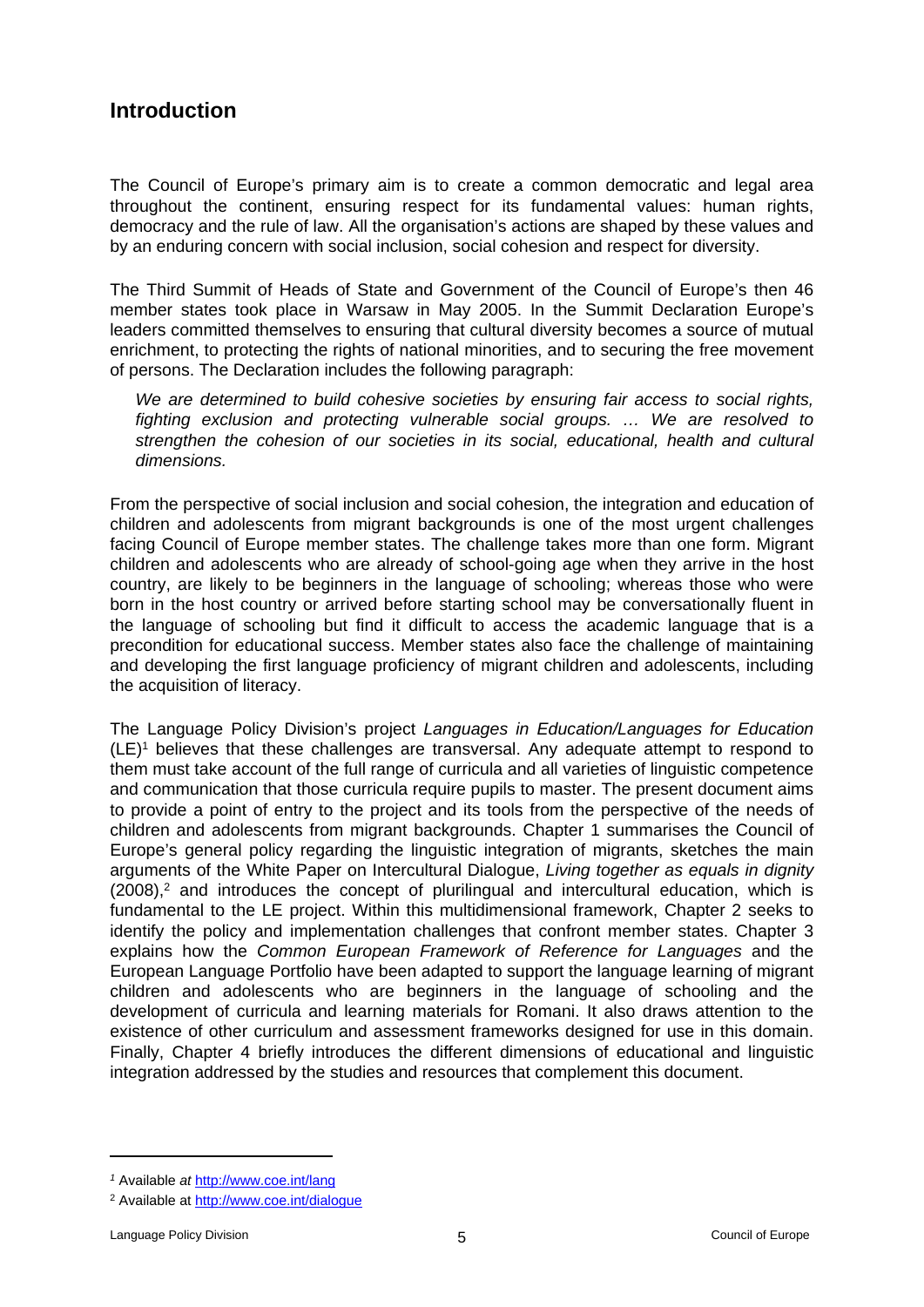## Introduction

The Council of Europe's primary aim is to create a common democratic and legal area throughout the continent, ensuring respect for its fundamental values: human rights, democracy and the rule of law. All the organisation's actions are shaped by these values and by an enduring concern with social inclusion, social cohesion and respect for diversity.

The Third Summit of Heads of State and Government of the Council of Europe's then 46 member states took place in Warsaw in May 2005. In the Summit Declaration Europe's leaders committed themselves to ensuring that cultural diversity becomes a source of mutual enrichment, to protecting the rights of national minorities, and to securing the free movement of persons. The Declaration includes the following paragraph:

> *We are determined to build cohesive societies by ensuring fair access to social rights, fighting exclusion and protecting vulnerable social groups. … We are resolved to strengthen the cohesion of our societies in its social, educational, health and cultural dimensions.*

From the perspective of social inclusion and social cohesion, the integration and education of children and adolescents from migrant backgrounds is one of the most urgent challenges facing Council of Europe member states. The challenge takes more than one form. Migrant children and adolescents who are already of school-going age when they arrive in the host country, are likely to be beginners in the language of schooling; whereas those who were born in the host country or arrived before starting school may be conversationally fluent in the language of schooling but find it difficult to access the academic language that is a precondition for educational success. Member states also face the challenge of maintaining and developing the first language proficiency of migrant children and adolescents, including the acquisition of literacy.

The Language Policy Division's project *Languages in Education/Languages for Education* (LE)[1] believes that these challenges are transversal. Any adequate attempt to respond to them must take account of the full range of curricula and all varieties of linguistic competence and communication that those curricula require pupils to master. The present document aims to provide a point of entry to the project and its tools from the perspective of the needs of children and adolescents from migrant backgrounds. Chapter 1 summarises the Council of Europe's general policy regarding the linguistic integration of migrants, sketches the main arguments of the White Paper on Intercultural Dialogue, *Living together as equals in dignity* (2008),[2] and introduces the concept of plurilingual and intercultural education, which is fundamental to the LE project. Within this multidimensional framework, Chapter 2 seeks to identify the policy and implementation challenges that confront member states. Chapter 3 explains how the *Common European Framework of Reference for Languages* and the European Language Portfolio have been adapted to support the language learning of migrant children and adolescents who are beginners in the language of schooling and the development of curricula and learning materials for Romani. It also draws attention to the existence of other curriculum and assessment frameworks designed for use in this domain. Finally, Chapter 4 briefly introduces the different dimensions of educational and linguistic integration addressed by the studies and resources that complement this document.

---

[1] Available *at* http://www.coe.int/lang

[2] Available at http://www.coe.int/dialogue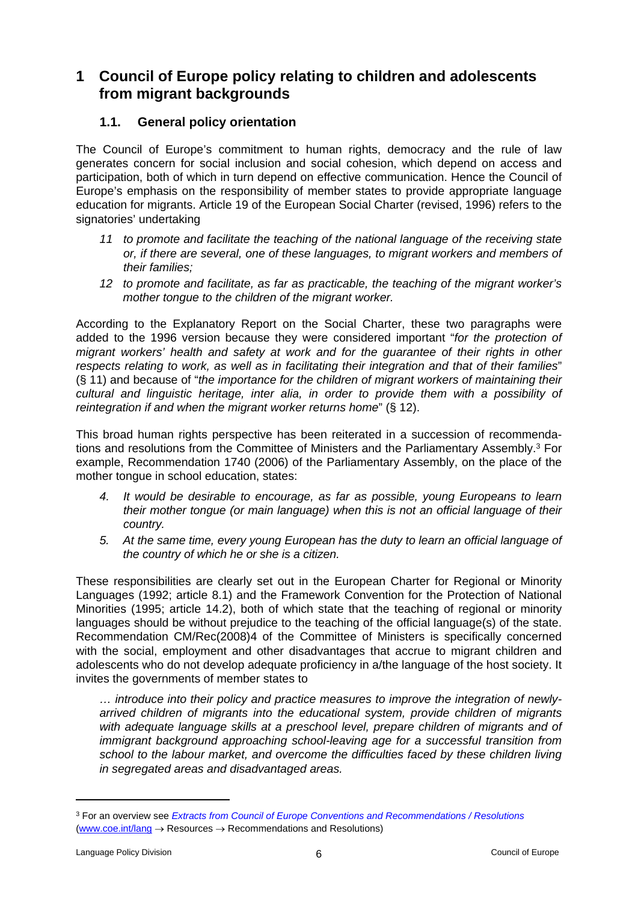# 1 Council of Europe policy relating to children and adolescents from migrant backgrounds

## 1.1. General policy orientation

The Council of Europe's commitment to human rights, democracy and the rule of law generates concern for social inclusion and social cohesion, which depend on access and participation, both of which in turn depend on effective communication. Hence the Council of Europe's emphasis on the responsibility of member states to provide appropriate language education for migrants. Article 19 of the European Social Charter (revised, 1996) refers to the signatories' undertaking

> 11 *to promote and facilitate the teaching of the national language of the receiving state or, if there are several, one of these languages, to migrant workers and members of their families;*
>
> 12 *to promote and facilitate, as far as practicable, the teaching of the migrant worker's mother tongue to the children of the migrant worker.*

According to the Explanatory Report on the Social Charter, these two paragraphs were added to the 1996 version because they were considered important "*for the protection of migrant workers' health and safety at work and for the guarantee of their rights in other respects relating to work, as well as in facilitating their integration and that of their families*" (§ 11) and because of "*the importance for the children of migrant workers of maintaining their cultural and linguistic heritage, inter alia, in order to provide them with a possibility of reintegration if and when the migrant worker returns home*" (§ 12).

This broad human rights perspective has been reiterated in a succession of recommendations and resolutions from the Committee of Ministers and the Parliamentary Assembly.[3] For example, Recommendation 1740 (2006) of the Parliamentary Assembly, on the place of the mother tongue in school education, states:

> 4. *It would be desirable to encourage, as far as possible, young Europeans to learn their mother tongue (or main language) when this is not an official language of their country.*
>
> 5. *At the same time, every young European has the duty to learn an official language of the country of which he or she is a citizen.*

These responsibilities are clearly set out in the European Charter for Regional or Minority Languages (1992; article 8.1) and the Framework Convention for the Protection of National Minorities (1995; article 14.2), both of which state that the teaching of regional or minority languages should be without prejudice to the teaching of the official language(s) of the state. Recommendation CM/Rec(2008)4 of the Committee of Ministers is specifically concerned with the social, employment and other disadvantages that accrue to migrant children and adolescents who do not develop adequate proficiency in a/the language of the host society. It invites the governments of member states to

> *… introduce into their policy and practice measures to improve the integration of newly-arrived children of migrants into the educational system, provide children of migrants with adequate language skills at a preschool level, prepare children of migrants and of immigrant background approaching school-leaving age for a successful transition from school to the labour market, and overcome the difficulties faced by these children living in segregated areas and disadvantaged areas.*

---

[3] For an overview see *Extracts from Council of Europe Conventions and Recommendations / Resolutions* (www.coe.int/lang → Resources → Recommendations and Resolutions)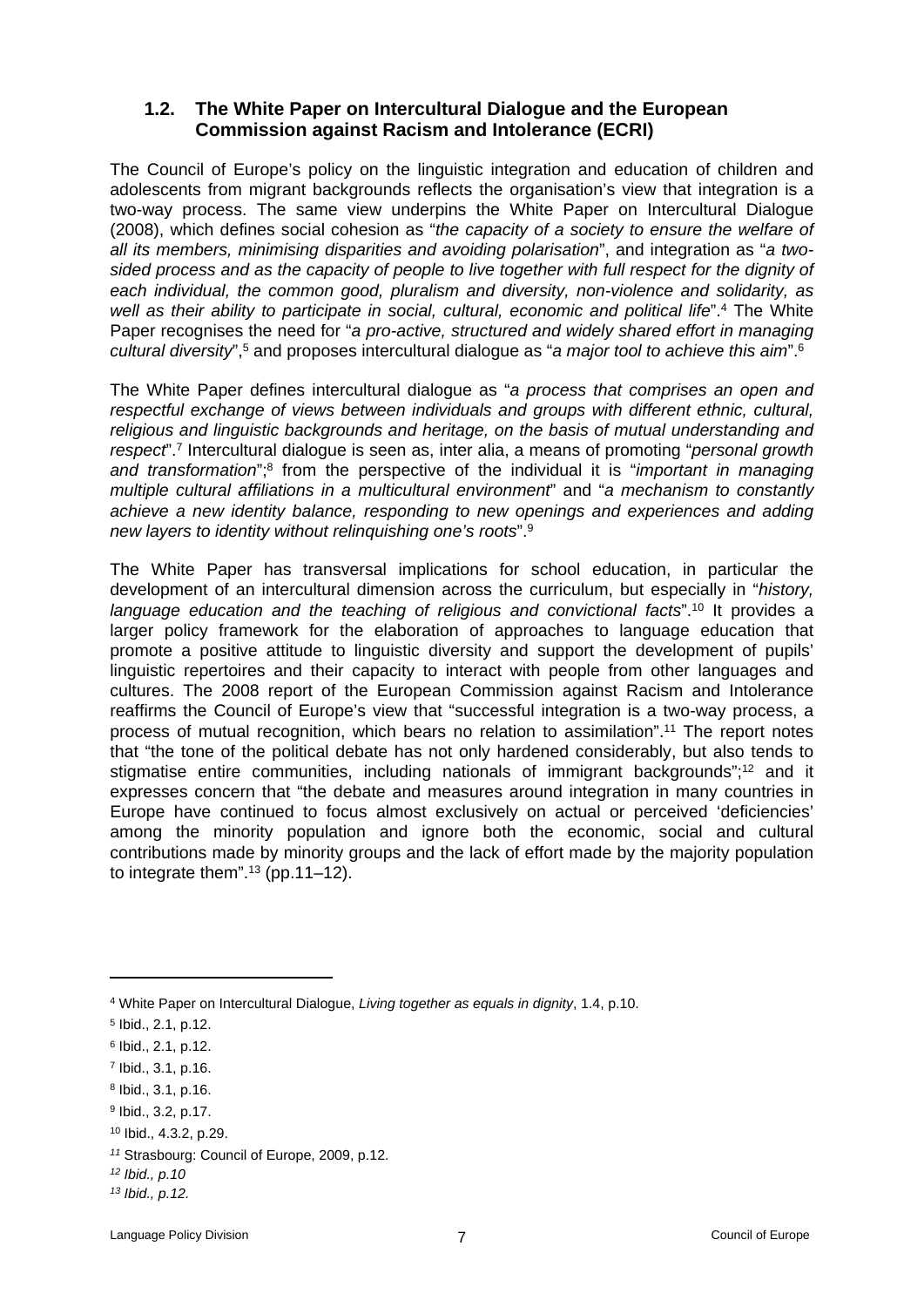### 1.2. The White Paper on Intercultural Dialogue and the European Commission against Racism and Intolerance (ECRI)

The Council of Europe's policy on the linguistic integration and education of children and adolescents from migrant backgrounds reflects the organisation's view that integration is a two-way process. The same view underpins the White Paper on Intercultural Dialogue (2008), which defines social cohesion as "*the capacity of a society to ensure the welfare of all its members, minimising disparities and avoiding polarisation*", and integration as "*a two-sided process and as the capacity of people to live together with full respect for the dignity of each individual, the common good, pluralism and diversity, non-violence and solidarity, as well as their ability to participate in social, cultural, economic and political life*".[4] The White Paper recognises the need for "*a pro-active, structured and widely shared effort in managing cultural diversity*",[5] and proposes intercultural dialogue as "*a major tool to achieve this aim*".[6]

The White Paper defines intercultural dialogue as "*a process that comprises an open and respectful exchange of views between individuals and groups with different ethnic, cultural, religious and linguistic backgrounds and heritage, on the basis of mutual understanding and respect*".[7] Intercultural dialogue is seen as, inter alia, a means of promoting "*personal growth and transformation*";[8] from the perspective of the individual it is "*important in managing multiple cultural affiliations in a multicultural environment*" and "*a mechanism to constantly achieve a new identity balance, responding to new openings and experiences and adding new layers to identity without relinquishing one's roots*".[9]

The White Paper has transversal implications for school education, in particular the development of an intercultural dimension across the curriculum, but especially in "*history, language education and the teaching of religious and convictional facts*".[10] It provides a larger policy framework for the elaboration of approaches to language education that promote a positive attitude to linguistic diversity and support the development of pupils' linguistic repertoires and their capacity to interact with people from other languages and cultures. The 2008 report of the European Commission against Racism and Intolerance reaffirms the Council of Europe's view that "successful integration is a two-way process, a process of mutual recognition, which bears no relation to assimilation".[11] The report notes that "the tone of the political debate has not only hardened considerably, but also tends to stigmatise entire communities, including nationals of immigrant backgrounds";[12] and it expresses concern that "the debate and measures around integration in many countries in Europe have continued to focus almost exclusively on actual or perceived 'deficiencies' among the minority population and ignore both the economic, social and cultural contributions made by minority groups and the lack of effort made by the majority population to integrate them".[13] (pp.11–12).

---

[4] White Paper on Intercultural Dialogue, *Living together as equals in dignity*, 1.4, p.10.

[5] Ibid., 2.1, p.12.

[6] Ibid., 2.1, p.12.

[7] Ibid., 3.1, p.16.

[8] Ibid., 3.1, p.16.

[9] Ibid., 3.2, p.17.

[10] Ibid., 4.3.2, p.29.

[11] Strasbourg: Council of Europe, 2009, p.12.

[12] *Ibid., p.10*

[13] *Ibid., p.12.*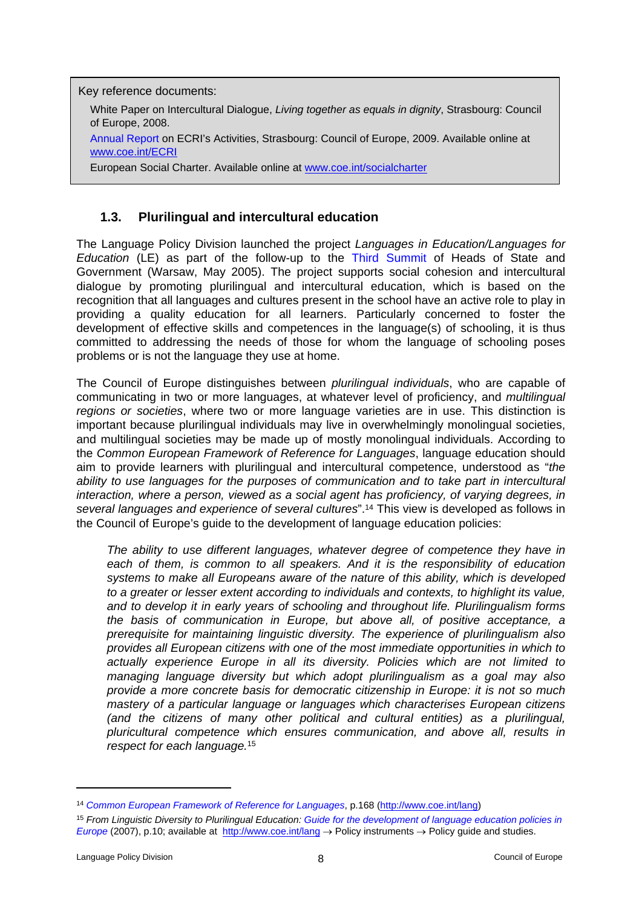Key reference documents:

White Paper on Intercultural Dialogue, *Living together as equals in dignity*, Strasbourg: Council of Europe, 2008.

Annual Report on ECRI's Activities, Strasbourg: Council of Europe, 2009. Available online at www.coe.int/ECRI

European Social Charter. Available online at www.coe.int/socialcharter

## 1.3. Plurilingual and intercultural education

The Language Policy Division launched the project *Languages in Education/Languages for Education* (LE) as part of the follow-up to the Third Summit of Heads of State and Government (Warsaw, May 2005). The project supports social cohesion and intercultural dialogue by promoting plurilingual and intercultural education, which is based on the recognition that all languages and cultures present in the school have an active role to play in providing a quality education for all learners. Particularly concerned to foster the development of effective skills and competences in the language(s) of schooling, it is thus committed to addressing the needs of those for whom the language of schooling poses problems or is not the language they use at home.

The Council of Europe distinguishes between *plurilingual individuals*, who are capable of communicating in two or more languages, at whatever level of proficiency, and *multilingual regions or societies*, where two or more language varieties are in use. This distinction is important because plurilingual individuals may live in overwhelmingly monolingual societies, and multilingual societies may be made up of mostly monolingual individuals. According to the *Common European Framework of Reference for Languages*, language education should aim to provide learners with plurilingual and intercultural competence, understood as "*the ability to use languages for the purposes of communication and to take part in intercultural interaction, where a person, viewed as a social agent has proficiency, of varying degrees, in several languages and experience of several cultures*".[14] This view is developed as follows in the Council of Europe's guide to the development of language education policies:

> *The ability to use different languages, whatever degree of competence they have in each of them, is common to all speakers. And it is the responsibility of education systems to make all Europeans aware of the nature of this ability, which is developed to a greater or lesser extent according to individuals and contexts, to highlight its value, and to develop it in early years of schooling and throughout life. Plurilingualism forms the basis of communication in Europe, but above all, of positive acceptance, a prerequisite for maintaining linguistic diversity. The experience of plurilingualism also provides all European citizens with one of the most immediate opportunities in which to actually experience Europe in all its diversity. Policies which are not limited to managing language diversity but which adopt plurilingualism as a goal may also provide a more concrete basis for democratic citizenship in Europe: it is not so much mastery of a particular language or languages which characterises European citizens (and the citizens of many other political and cultural entities) as a plurilingual, pluricultural competence which ensures communication, and above all, results in respect for each language.*[15]

---

[14] *Common European Framework of Reference for Languages*, p.168 (http://www.coe.int/lang)

[15] *From Linguistic Diversity to Plurilingual Education: Guide for the development of language education policies in Europe* (2007), p.10; available at http://www.coe.int/lang → Policy instruments → Policy guide and studies.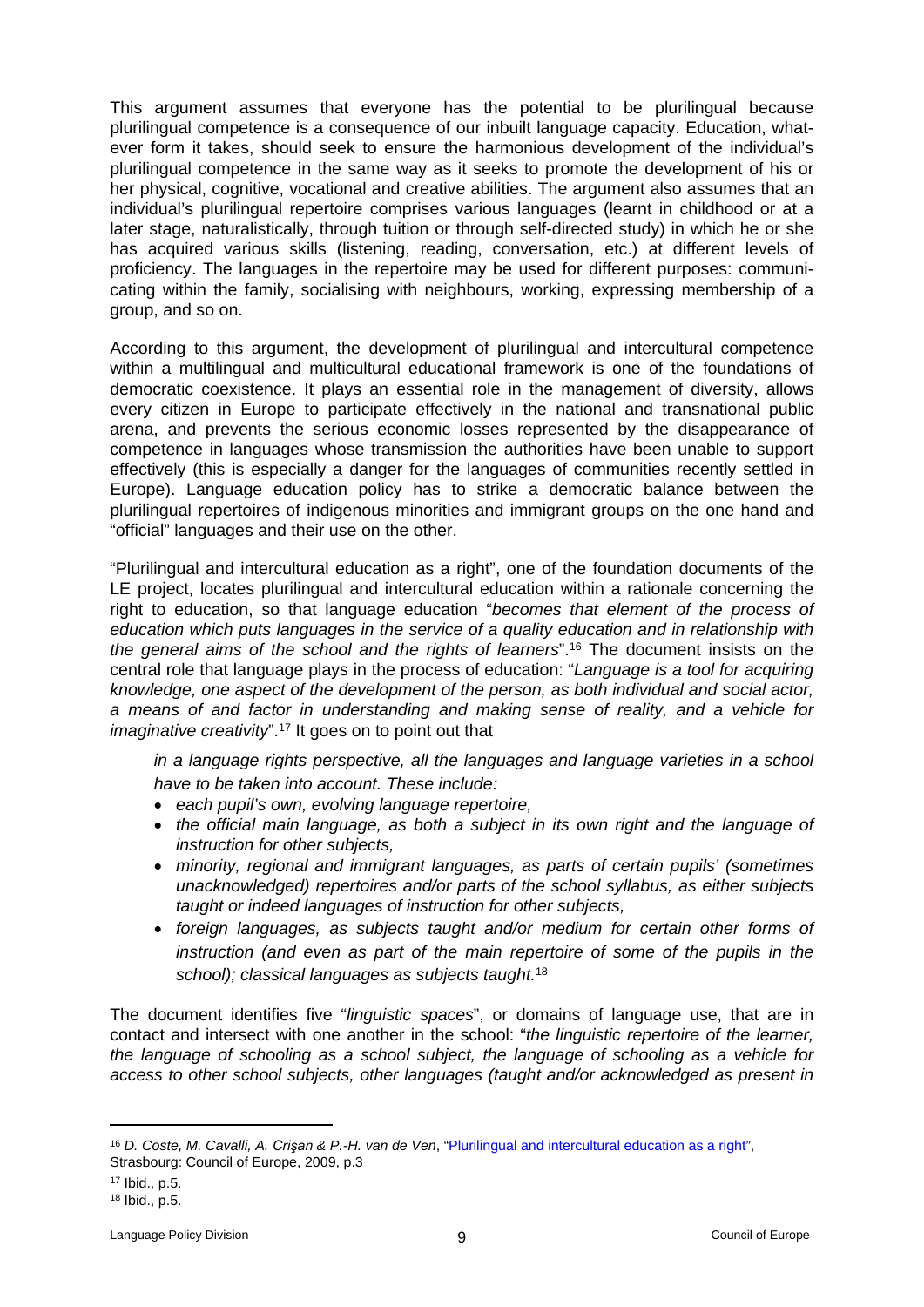This argument assumes that everyone has the potential to be plurilingual because plurilingual competence is a consequence of our inbuilt language capacity. Education, whatever form it takes, should seek to ensure the harmonious development of the individual's plurilingual competence in the same way as it seeks to promote the development of his or her physical, cognitive, vocational and creative abilities. The argument also assumes that an individual's plurilingual repertoire comprises various languages (learnt in childhood or at a later stage, naturalistically, through tuition or through self-directed study) in which he or she has acquired various skills (listening, reading, conversation, etc.) at different levels of proficiency. The languages in the repertoire may be used for different purposes: communicating within the family, socialising with neighbours, working, expressing membership of a group, and so on.

According to this argument, the development of plurilingual and intercultural competence within a multilingual and multicultural educational framework is one of the foundations of democratic coexistence. It plays an essential role in the management of diversity, allows every citizen in Europe to participate effectively in the national and transnational public arena, and prevents the serious economic losses represented by the disappearance of competence in languages whose transmission the authorities have been unable to support effectively (this is especially a danger for the languages of communities recently settled in Europe). Language education policy has to strike a democratic balance between the plurilingual repertoires of indigenous minorities and immigrant groups on the one hand and "official" languages and their use on the other.

"Plurilingual and intercultural education as a right", one of the foundation documents of the LE project, locates plurilingual and intercultural education within a rationale concerning the right to education, so that language education "*becomes that element of the process of education which puts languages in the service of a quality education and in relationship with the general aims of the school and the rights of learners*".[16] The document insists on the central role that language plays in the process of education: "*Language is a tool for acquiring knowledge, one aspect of the development of the person, as both individual and social actor, a means of and factor in understanding and making sense of reality, and a vehicle for imaginative creativity*".[17] It goes on to point out that

> *in a language rights perspective, all the languages and language varieties in a school have to be taken into account. These include:*
>
> - *each pupil's own, evolving language repertoire,*
> - *the official main language, as both a subject in its own right and the language of instruction for other subjects,*
> - *minority, regional and immigrant languages, as parts of certain pupils' (sometimes unacknowledged) repertoires and/or parts of the school syllabus, as either subjects taught or indeed languages of instruction for other subjects,*
> - *foreign languages, as subjects taught and/or medium for certain other forms of instruction (and even as part of the main repertoire of some of the pupils in the school); classical languages as subjects taught.*[18]

The document identifies five "*linguistic spaces*", or domains of language use, that are in contact and intersect with one another in the school: "*the linguistic repertoire of the learner, the language of schooling as a school subject, the language of schooling as a vehicle for access to other school subjects, other languages (taught and/or acknowledged as present in*

---

[16] *D. Coste, M. Cavalli, A. Crişan & P.-H. van de Ven*, "Plurilingual and intercultural education as a right", Strasbourg: Council of Europe, 2009, p.3

[17] Ibid., p.5.

[18] Ibid., p.5.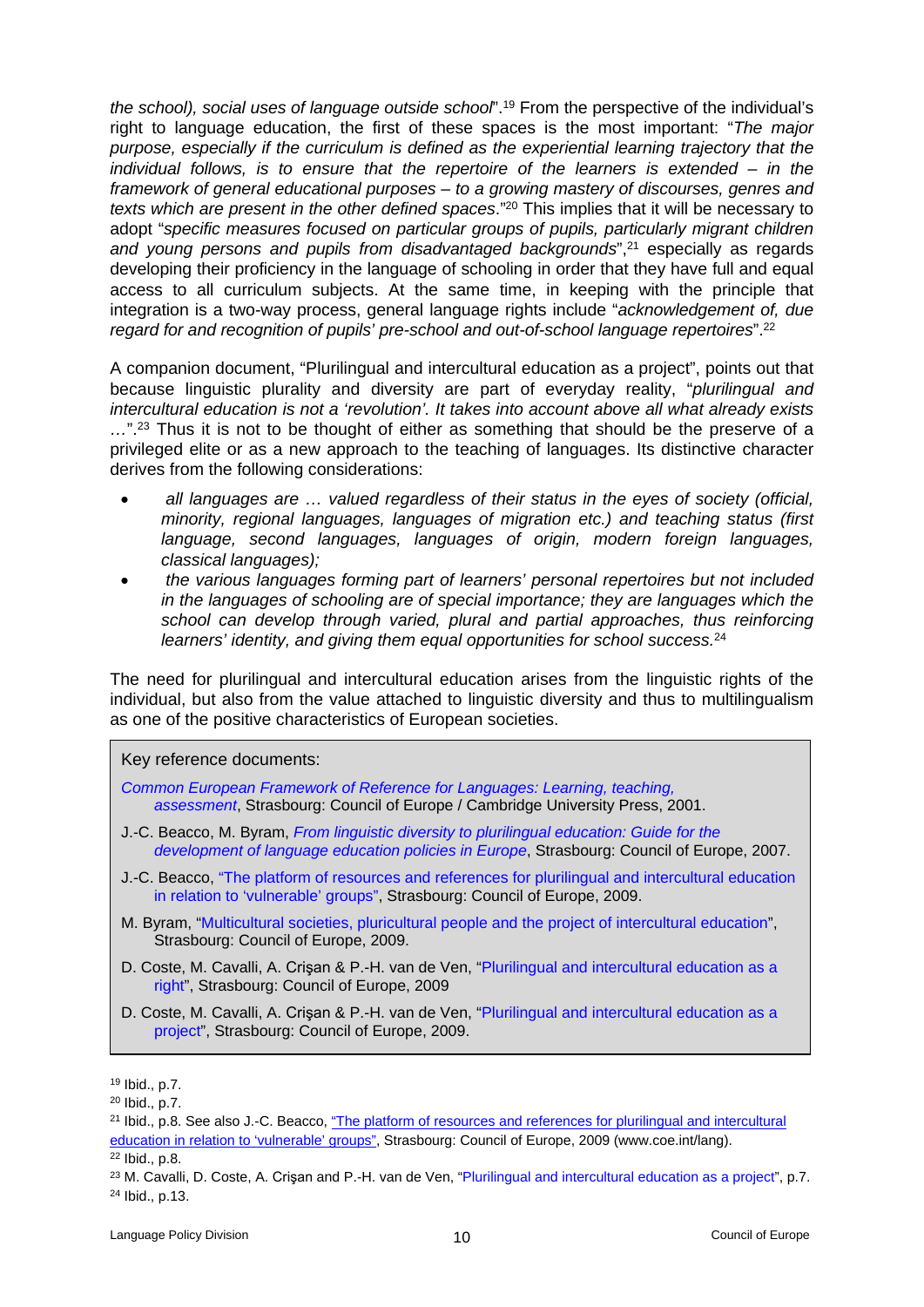*the school), social uses of language outside school*".[19] From the perspective of the individual's right to language education, the first of these spaces is the most important: "*The major purpose, especially if the curriculum is defined as the experiential learning trajectory that the individual follows, is to ensure that the repertoire of the learners is extended – in the framework of general educational purposes – to a growing mastery of discourses, genres and texts which are present in the other defined spaces*."[20] This implies that it will be necessary to adopt "*specific measures focused on particular groups of pupils, particularly migrant children and young persons and pupils from disadvantaged backgrounds*",[21] especially as regards developing their proficiency in the language of schooling in order that they have full and equal access to all curriculum subjects. At the same time, in keeping with the principle that integration is a two-way process, general language rights include "*acknowledgement of, due regard for and recognition of pupils' pre-school and out-of-school language repertoires*".[22]

A companion document, "Plurilingual and intercultural education as a project", points out that because linguistic plurality and diversity are part of everyday reality, "*plurilingual and intercultural education is not a 'revolution'. It takes into account above all what already exists …*".[23] Thus it is not to be thought of either as something that should be the preserve of a privileged elite or as a new approach to the teaching of languages. Its distinctive character derives from the following considerations:

- *all languages are … valued regardless of their status in the eyes of society (official, minority, regional languages, languages of migration etc.) and teaching status (first language, second languages, languages of origin, modern foreign languages, classical languages);*
- *the various languages forming part of learners' personal repertoires but not included in the languages of schooling are of special importance; they are languages which the school can develop through varied, plural and partial approaches, thus reinforcing learners' identity, and giving them equal opportunities for school success.*[24]

The need for plurilingual and intercultural education arises from the linguistic rights of the individual, but also from the value attached to linguistic diversity and thus to multilingualism as one of the positive characteristics of European societies.

> Key reference documents:
>
> *Common European Framework of Reference for Languages: Learning, teaching, assessment*, Strasbourg: Council of Europe / Cambridge University Press, 2001.
>
> J.-C. Beacco, M. Byram, *From linguistic diversity to plurilingual education: Guide for the development of language education policies in Europe*, Strasbourg: Council of Europe, 2007.
>
> J.-C. Beacco, "The platform of resources and references for plurilingual and intercultural education in relation to 'vulnerable' groups", Strasbourg: Council of Europe, 2009.
>
> M. Byram, "Multicultural societies, pluricultural people and the project of intercultural education", Strasbourg: Council of Europe, 2009.
>
> D. Coste, M. Cavalli, A. Crişan & P.-H. van de Ven, "Plurilingual and intercultural education as a right", Strasbourg: Council of Europe, 2009
>
> D. Coste, M. Cavalli, A. Crişan & P.-H. van de Ven, "Plurilingual and intercultural education as a project", Strasbourg: Council of Europe, 2009.

[19] Ibid., p.7.

[20] Ibid., p.7.

[21] Ibid., p.8. See also J.-C. Beacco, "The platform of resources and references for plurilingual and intercultural education in relation to 'vulnerable' groups", Strasbourg: Council of Europe, 2009 (www.coe.int/lang).

[22] Ibid., p.8.

[23] M. Cavalli, D. Coste, A. Crişan and P.-H. van de Ven, "Plurilingual and intercultural education as a project", p.7.

[24] Ibid., p.13.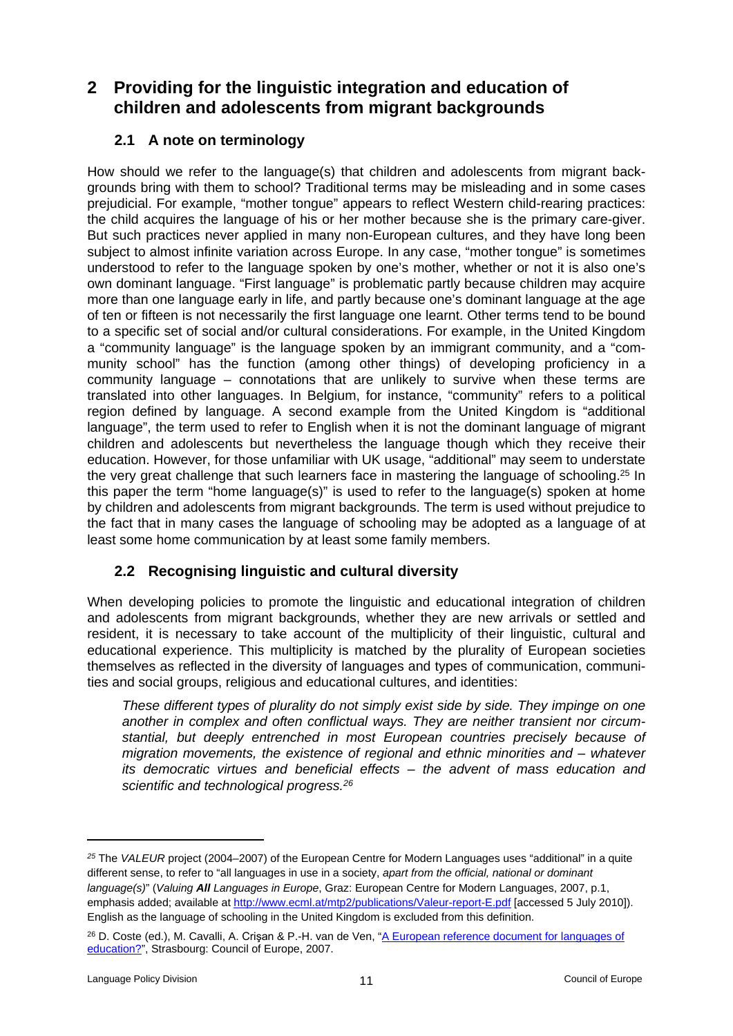# 2 Providing for the linguistic integration and education of children and adolescents from migrant backgrounds

## 2.1 A note on terminology

How should we refer to the language(s) that children and adolescents from migrant backgrounds bring with them to school? Traditional terms may be misleading and in some cases prejudicial. For example, "mother tongue" appears to reflect Western child-rearing practices: the child acquires the language of his or her mother because she is the primary care-giver. But such practices never applied in many non-European cultures, and they have long been subject to almost infinite variation across Europe. In any case, "mother tongue" is sometimes understood to refer to the language spoken by one's mother, whether or not it is also one's own dominant language. "First language" is problematic partly because children may acquire more than one language early in life, and partly because one's dominant language at the age of ten or fifteen is not necessarily the first language one learnt. Other terms tend to be bound to a specific set of social and/or cultural considerations. For example, in the United Kingdom a "community language" is the language spoken by an immigrant community, and a "community school" has the function (among other things) of developing proficiency in a community language – connotations that are unlikely to survive when these terms are translated into other languages. In Belgium, for instance, "community" refers to a political region defined by language. A second example from the United Kingdom is "additional language", the term used to refer to English when it is not the dominant language of migrant children and adolescents but nevertheless the language though which they receive their education. However, for those unfamiliar with UK usage, "additional" may seem to understate the very great challenge that such learners face in mastering the language of schooling.[25] In this paper the term "home language(s)" is used to refer to the language(s) spoken at home by children and adolescents from migrant backgrounds. The term is used without prejudice to the fact that in many cases the language of schooling may be adopted as a language of at least some home communication by at least some family members.

## 2.2 Recognising linguistic and cultural diversity

When developing policies to promote the linguistic and educational integration of children and adolescents from migrant backgrounds, whether they are new arrivals or settled and resident, it is necessary to take account of the multiplicity of their linguistic, cultural and educational experience. This multiplicity is matched by the plurality of European societies themselves as reflected in the diversity of languages and types of communication, communities and social groups, religious and educational cultures, and identities:

> *These different types of plurality do not simply exist side by side. They impinge on one another in complex and often conflictual ways. They are neither transient nor circumstantial, but deeply entrenched in most European countries precisely because of migration movements, the existence of regional and ethnic minorities and – whatever its democratic virtues and beneficial effects – the advent of mass education and scientific and technological progress.*[26]

---

[25] The *VALEUR* project (2004–2007) of the European Centre for Modern Languages uses "additional" in a quite different sense, to refer to "all languages in use in a society, *apart from the official, national or dominant language(s)*" (*Valuing **All** Languages in Europe*, Graz: European Centre for Modern Languages, 2007, p.1, emphasis added; available at http://www.ecml.at/mtp2/publications/Valeur-report-E.pdf [accessed 5 July 2010]). English as the language of schooling in the United Kingdom is excluded from this definition.

[26] D. Coste (ed.), M. Cavalli, A. Crişan & P.-H. van de Ven, "A European reference document for languages of education?", Strasbourg: Council of Europe, 2007.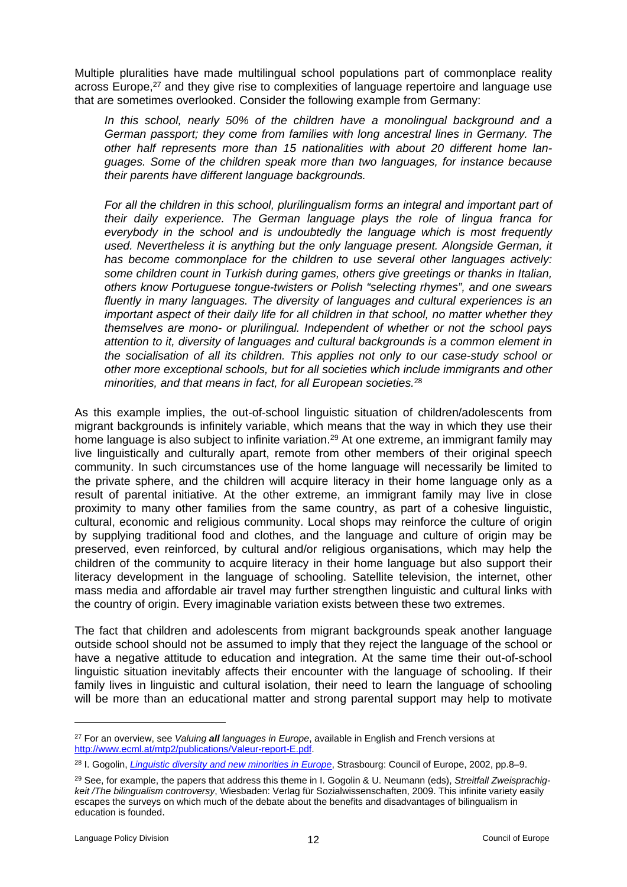Multiple pluralities have made multilingual school populations part of commonplace reality across Europe,[27] and they give rise to complexities of language repertoire and language use that are sometimes overlooked. Consider the following example from Germany:

> *In this school, nearly 50% of the children have a monolingual background and a German passport; they come from families with long ancestral lines in Germany. The other half represents more than 15 nationalities with about 20 different home languages. Some of the children speak more than two languages, for instance because their parents have different language backgrounds.*
>
> *For all the children in this school, plurilingualism forms an integral and important part of their daily experience. The German language plays the role of lingua franca for everybody in the school and is undoubtedly the language which is most frequently used. Nevertheless it is anything but the only language present. Alongside German, it has become commonplace for the children to use several other languages actively: some children count in Turkish during games, others give greetings or thanks in Italian, others know Portuguese tongue-twisters or Polish "selecting rhymes", and one swears fluently in many languages. The diversity of languages and cultural experiences is an important aspect of their daily life for all children in that school, no matter whether they themselves are mono- or plurilingual. Independent of whether or not the school pays attention to it, diversity of languages and cultural backgrounds is a common element in the socialisation of all its children. This applies not only to our case-study school or other more exceptional schools, but for all societies which include immigrants and other minorities, and that means in fact, for all European societies.*[28]

As this example implies, the out-of-school linguistic situation of children/adolescents from migrant backgrounds is infinitely variable, which means that the way in which they use their home language is also subject to infinite variation.[29] At one extreme, an immigrant family may live linguistically and culturally apart, remote from other members of their original speech community. In such circumstances use of the home language will necessarily be limited to the private sphere, and the children will acquire literacy in their home language only as a result of parental initiative. At the other extreme, an immigrant family may live in close proximity to many other families from the same country, as part of a cohesive linguistic, cultural, economic and religious community. Local shops may reinforce the culture of origin by supplying traditional food and clothes, and the language and culture of origin may be preserved, even reinforced, by cultural and/or religious organisations, which may help the children of the community to acquire literacy in their home language but also support their literacy development in the language of schooling. Satellite television, the internet, other mass media and affordable air travel may further strengthen linguistic and cultural links with the country of origin. Every imaginable variation exists between these two extremes.

The fact that children and adolescents from migrant backgrounds speak another language outside school should not be assumed to imply that they reject the language of the school or have a negative attitude to education and integration. At the same time their out-of-school linguistic situation inevitably affects their encounter with the language of schooling. If their family lives in linguistic and cultural isolation, their need to learn the language of schooling will be more than an educational matter and strong parental support may help to motivate

---

[27] For an overview, see *Valuing **all** languages in Europe*, available in English and French versions at http://www.ecml.at/mtp2/publications/Valeur-report-E.pdf.

[28] I. Gogolin, *Linguistic diversity and new minorities in Europe*, Strasbourg: Council of Europe, 2002, pp.8–9.

[29] See, for example, the papers that address this theme in I. Gogolin & U. Neumann (eds), *Streitfall Zweisprachigkeit /The bilingualism controversy*, Wiesbaden: Verlag für Sozialwissenschaften, 2009. This infinite variety easily escapes the surveys on which much of the debate about the benefits and disadvantages of bilingualism in education is founded.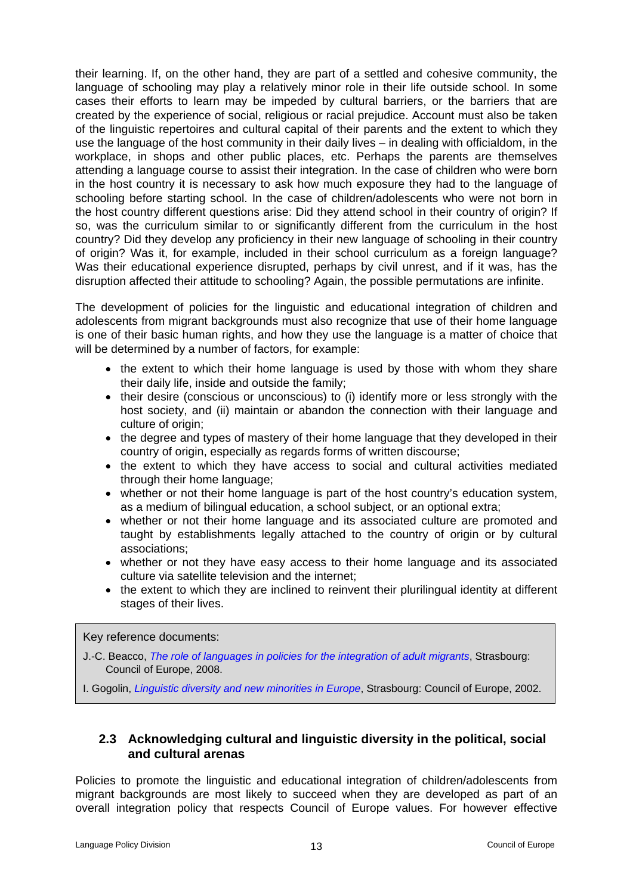their learning. If, on the other hand, they are part of a settled and cohesive community, the language of schooling may play a relatively minor role in their life outside school. In some cases their efforts to learn may be impeded by cultural barriers, or the barriers that are created by the experience of social, religious or racial prejudice. Account must also be taken of the linguistic repertoires and cultural capital of their parents and the extent to which they use the language of the host community in their daily lives – in dealing with officialdom, in the workplace, in shops and other public places, etc. Perhaps the parents are themselves attending a language course to assist their integration. In the case of children who were born in the host country it is necessary to ask how much exposure they had to the language of schooling before starting school. In the case of children/adolescents who were not born in the host country different questions arise: Did they attend school in their country of origin? If so, was the curriculum similar to or significantly different from the curriculum in the host country? Did they develop any proficiency in their new language of schooling in their country of origin? Was it, for example, included in their school curriculum as a foreign language? Was their educational experience disrupted, perhaps by civil unrest, and if it was, has the disruption affected their attitude to schooling? Again, the possible permutations are infinite.

The development of policies for the linguistic and educational integration of children and adolescents from migrant backgrounds must also recognize that use of their home language is one of their basic human rights, and how they use the language is a matter of choice that will be determined by a number of factors, for example:

- the extent to which their home language is used by those with whom they share their daily life, inside and outside the family;
- their desire (conscious or unconscious) to (i) identify more or less strongly with the host society, and (ii) maintain or abandon the connection with their language and culture of origin;
- the degree and types of mastery of their home language that they developed in their country of origin, especially as regards forms of written discourse;
- the extent to which they have access to social and cultural activities mediated through their home language;
- whether or not their home language is part of the host country's education system, as a medium of bilingual education, a school subject, or an optional extra;
- whether or not their home language and its associated culture are promoted and taught by establishments legally attached to the country of origin or by cultural associations;
- whether or not they have easy access to their home language and its associated culture via satellite television and the internet;
- the extent to which they are inclined to reinvent their plurilingual identity at different stages of their lives.

Key reference documents:

J.-C. Beacco, *The role of languages in policies for the integration of adult migrants*, Strasbourg: Council of Europe, 2008.

I. Gogolin, *Linguistic diversity and new minorities in Europe*, Strasbourg: Council of Europe, 2002.

## 2.3 Acknowledging cultural and linguistic diversity in the political, social and cultural arenas

Policies to promote the linguistic and educational integration of children/adolescents from migrant backgrounds are most likely to succeed when they are developed as part of an overall integration policy that respects Council of Europe values. For however effective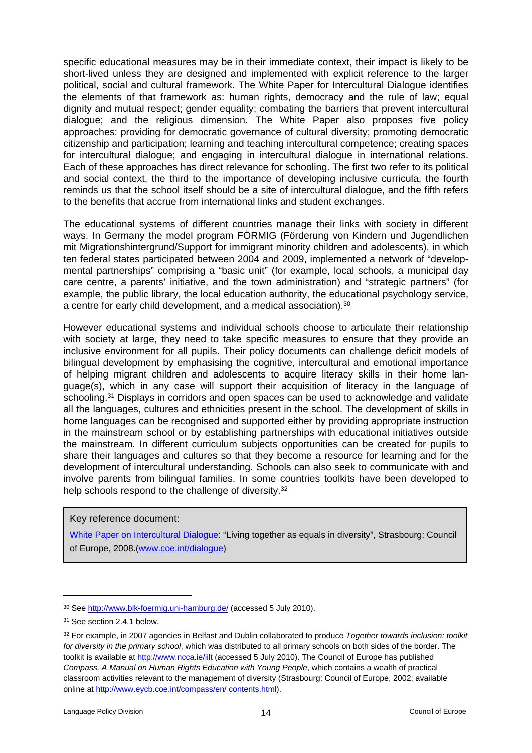specific educational measures may be in their immediate context, their impact is likely to be short-lived unless they are designed and implemented with explicit reference to the larger political, social and cultural framework. The White Paper for Intercultural Dialogue identifies the elements of that framework as: human rights, democracy and the rule of law; equal dignity and mutual respect; gender equality; combating the barriers that prevent intercultural dialogue; and the religious dimension. The White Paper also proposes five policy approaches: providing for democratic governance of cultural diversity; promoting democratic citizenship and participation; learning and teaching intercultural competence; creating spaces for intercultural dialogue; and engaging in intercultural dialogue in international relations. Each of these approaches has direct relevance for schooling. The first two refer to its political and social context, the third to the importance of developing inclusive curricula, the fourth reminds us that the school itself should be a site of intercultural dialogue, and the fifth refers to the benefits that accrue from international links and student exchanges.

The educational systems of different countries manage their links with society in different ways. In Germany the model program FÖRMIG (Förderung von Kindern und Jugendlichen mit Migrationshintergrund/Support for immigrant minority children and adolescents), in which ten federal states participated between 2004 and 2009, implemented a network of "developmental partnerships" comprising a "basic unit" (for example, local schools, a municipal day care centre, a parents' initiative, and the town administration) and "strategic partners" (for example, the public library, the local education authority, the educational psychology service, a centre for early child development, and a medical association).[30]

However educational systems and individual schools choose to articulate their relationship with society at large, they need to take specific measures to ensure that they provide an inclusive environment for all pupils. Their policy documents can challenge deficit models of bilingual development by emphasising the cognitive, intercultural and emotional importance of helping migrant children and adolescents to acquire literacy skills in their home language(s), which in any case will support their acquisition of literacy in the language of schooling.[31] Displays in corridors and open spaces can be used to acknowledge and validate all the languages, cultures and ethnicities present in the school. The development of skills in home languages can be recognised and supported either by providing appropriate instruction in the mainstream school or by establishing partnerships with educational initiatives outside the mainstream. In different curriculum subjects opportunities can be created for pupils to share their languages and cultures so that they become a resource for learning and for the development of intercultural understanding. Schools can also seek to communicate with and involve parents from bilingual families. In some countries toolkits have been developed to help schools respond to the challenge of diversity.[32]

> Key reference document:
>
> White Paper on Intercultural Dialogue: "Living together as equals in diversity", Strasbourg: Council of Europe, 2008.(www.coe.int/dialogue)

---

[30] See http://www.blk-foermig.uni-hamburg.de/ (accessed 5 July 2010).

[31] See section 2.4.1 below.

[32] For example, in 2007 agencies in Belfast and Dublin collaborated to produce *Together towards inclusion: toolkit for diversity in the primary school*, which was distributed to all primary schools on both sides of the border. The toolkit is available at http://www.ncca.ie/iilt (accessed 5 July 2010). The Council of Europe has published *Compass. A Manual on Human Rights Education with Young People*, which contains a wealth of practical classroom activities relevant to the management of diversity (Strasbourg: Council of Europe, 2002; available online at http://www.eycb.coe.int/compass/en/ contents.html).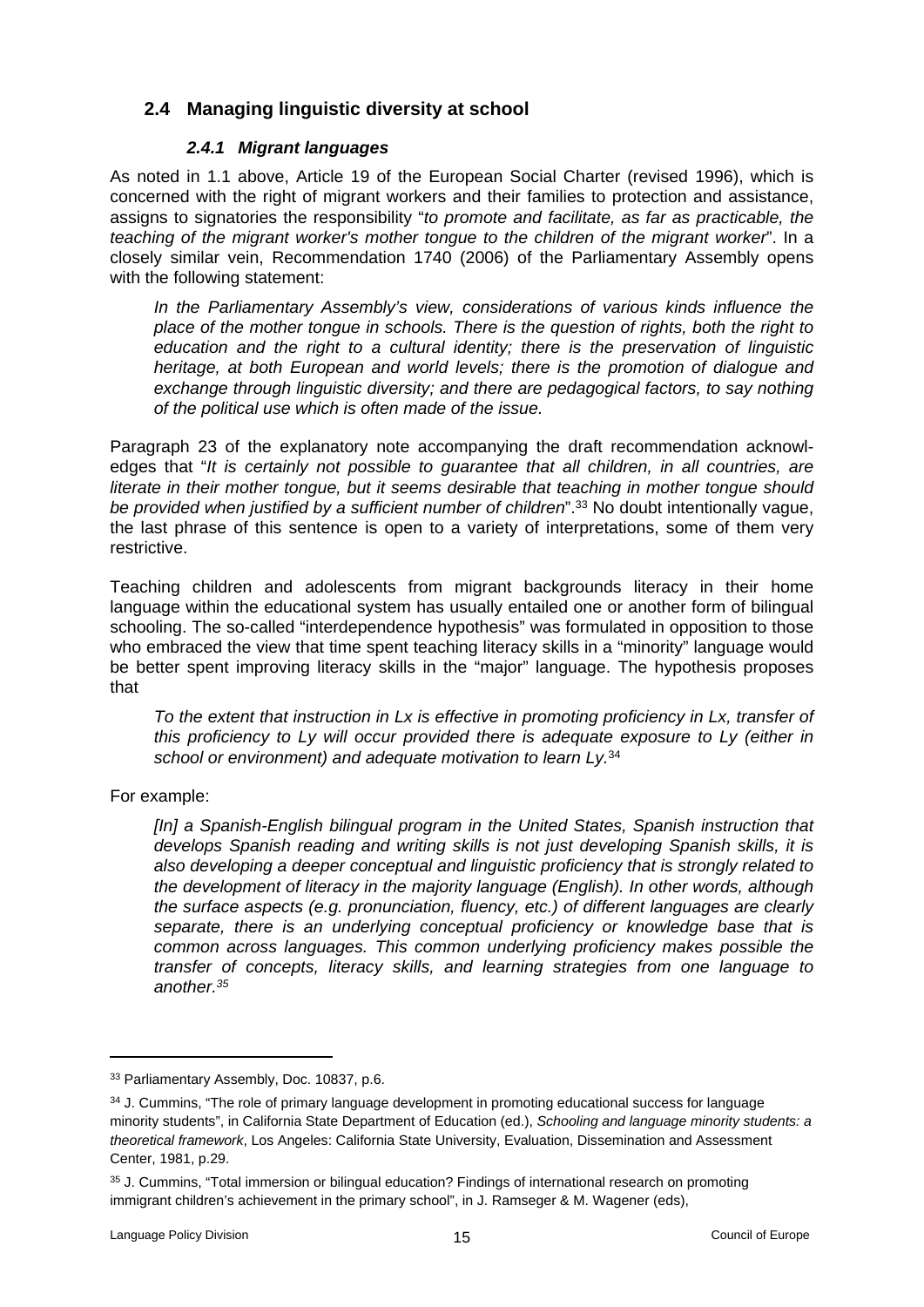## 2.4 Managing linguistic diversity at school

### *2.4.1 Migrant languages*

As noted in 1.1 above, Article 19 of the European Social Charter (revised 1996), which is concerned with the right of migrant workers and their families to protection and assistance, assigns to signatories the responsibility "*to promote and facilitate, as far as practicable, the teaching of the migrant worker's mother tongue to the children of the migrant worker*". In a closely similar vein, Recommendation 1740 (2006) of the Parliamentary Assembly opens with the following statement:

> *In the Parliamentary Assembly's view, considerations of various kinds influence the place of the mother tongue in schools. There is the question of rights, both the right to education and the right to a cultural identity; there is the preservation of linguistic heritage, at both European and world levels; there is the promotion of dialogue and exchange through linguistic diversity; and there are pedagogical factors, to say nothing of the political use which is often made of the issue.*

Paragraph 23 of the explanatory note accompanying the draft recommendation acknowledges that "*It is certainly not possible to guarantee that all children, in all countries, are literate in their mother tongue, but it seems desirable that teaching in mother tongue should be provided when justified by a sufficient number of children*".[33] No doubt intentionally vague, the last phrase of this sentence is open to a variety of interpretations, some of them very restrictive.

Teaching children and adolescents from migrant backgrounds literacy in their home language within the educational system has usually entailed one or another form of bilingual schooling. The so-called "interdependence hypothesis" was formulated in opposition to those who embraced the view that time spent teaching literacy skills in a "minority" language would be better spent improving literacy skills in the "major" language. The hypothesis proposes that

> *To the extent that instruction in Lx is effective in promoting proficiency in Lx, transfer of this proficiency to Ly will occur provided there is adequate exposure to Ly (either in school or environment) and adequate motivation to learn Ly.*[34]

For example:

> *[In] a Spanish-English bilingual program in the United States, Spanish instruction that develops Spanish reading and writing skills is not just developing Spanish skills, it is also developing a deeper conceptual and linguistic proficiency that is strongly related to the development of literacy in the majority language (English). In other words, although the surface aspects (e.g. pronunciation, fluency, etc.) of different languages are clearly separate, there is an underlying conceptual proficiency or knowledge base that is common across languages. This common underlying proficiency makes possible the transfer of concepts, literacy skills, and learning strategies from one language to another.*[35]

---

[33] Parliamentary Assembly, Doc. 10837, p.6.

[34] J. Cummins, "The role of primary language development in promoting educational success for language minority students", in California State Department of Education (ed.), *Schooling and language minority students: a theoretical framework*, Los Angeles: California State University, Evaluation, Dissemination and Assessment Center, 1981, p.29.

[35] J. Cummins, "Total immersion or bilingual education? Findings of international research on promoting immigrant children's achievement in the primary school", in J. Ramseger & M. Wagener (eds),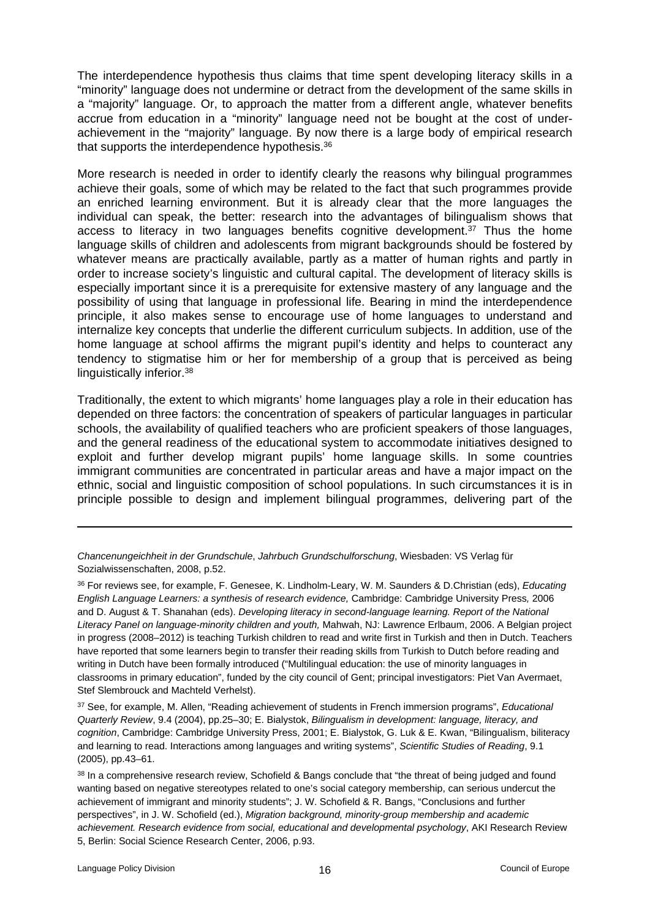The interdependence hypothesis thus claims that time spent developing literacy skills in a “minority” language does not undermine or detract from the development of the same skills in a “majority” language. Or, to approach the matter from a different angle, whatever benefits accrue from education in a “minority” language need not be bought at the cost of under-achievement in the “majority” language. By now there is a large body of empirical research that supports the interdependence hypothesis.[36]

More research is needed in order to identify clearly the reasons why bilingual programmes achieve their goals, some of which may be related to the fact that such programmes provide an enriched learning environment. But it is already clear that the more languages the individual can speak, the better: research into the advantages of bilingualism shows that access to literacy in two languages benefits cognitive development.[37] Thus the home language skills of children and adolescents from migrant backgrounds should be fostered by whatever means are practically available, partly as a matter of human rights and partly in order to increase society’s linguistic and cultural capital. The development of literacy skills is especially important since it is a prerequisite for extensive mastery of any language and the possibility of using that language in professional life. Bearing in mind the interdependence principle, it also makes sense to encourage use of home languages to understand and internalize key concepts that underlie the different curriculum subjects. In addition, use of the home language at school affirms the migrant pupil’s identity and helps to counteract any tendency to stigmatise him or her for membership of a group that is perceived as being linguistically inferior.[38]

Traditionally, the extent to which migrants’ home languages play a role in their education has depended on three factors: the concentration of speakers of particular languages in particular schools, the availability of qualified teachers who are proficient speakers of those languages, and the general readiness of the educational system to accommodate initiatives designed to exploit and further develop migrant pupils’ home language skills. In some countries immigrant communities are concentrated in particular areas and have a major impact on the ethnic, social and linguistic composition of school populations. In such circumstances it is in principle possible to design and implement bilingual programmes, delivering part of the

---

*Chancenungeichheit in der Grundschule*, *Jahrbuch Grundschulforschung*, Wiesbaden: VS Verlag für Sozialwissenschaften, 2008, p.52.

[36] For reviews see, for example, F. Genesee, K. Lindholm-Leary, W. M. Saunders & D.Christian (eds), *Educating English Language Learners: a synthesis of research evidence,* Cambridge: Cambridge University Press*,* 2006 and D. August & T. Shanahan (eds). *Developing literacy in second-language learning. Report of the National Literacy Panel on language-minority children and youth,* Mahwah, NJ: Lawrence Erlbaum, 2006. A Belgian project in progress (2008–2012) is teaching Turkish children to read and write first in Turkish and then in Dutch. Teachers have reported that some learners begin to transfer their reading skills from Turkish to Dutch before reading and writing in Dutch have been formally introduced (“Multilingual education: the use of minority languages in classrooms in primary education”, funded by the city council of Gent; principal investigators: Piet Van Avermaet, Stef Slembrouck and Machteld Verhelst).

[37] See, for example, M. Allen, “Reading achievement of students in French immersion programs”, *Educational Quarterly Review*, 9.4 (2004), pp.25–30; E. Bialystok, *Bilingualism in development: language, literacy, and cognition*, Cambridge: Cambridge University Press, 2001; E. Bialystok, G. Luk & E. Kwan, “Bilingualism, biliteracy and learning to read. Interactions among languages and writing systems”, *Scientific Studies of Reading*, 9.1 (2005), pp.43–61.

[38] In a comprehensive research review, Schofield & Bangs conclude that “the threat of being judged and found wanting based on negative stereotypes related to one’s social category membership, can serious undercut the achievement of immigrant and minority students”; J. W. Schofield & R. Bangs, “Conclusions and further perspectives”, in J. W. Schofield (ed.), *Migration background, minority-group membership and academic achievement. Research evidence from social, educational and developmental psychology*, AKI Research Review 5, Berlin: Social Science Research Center, 2006, p.93.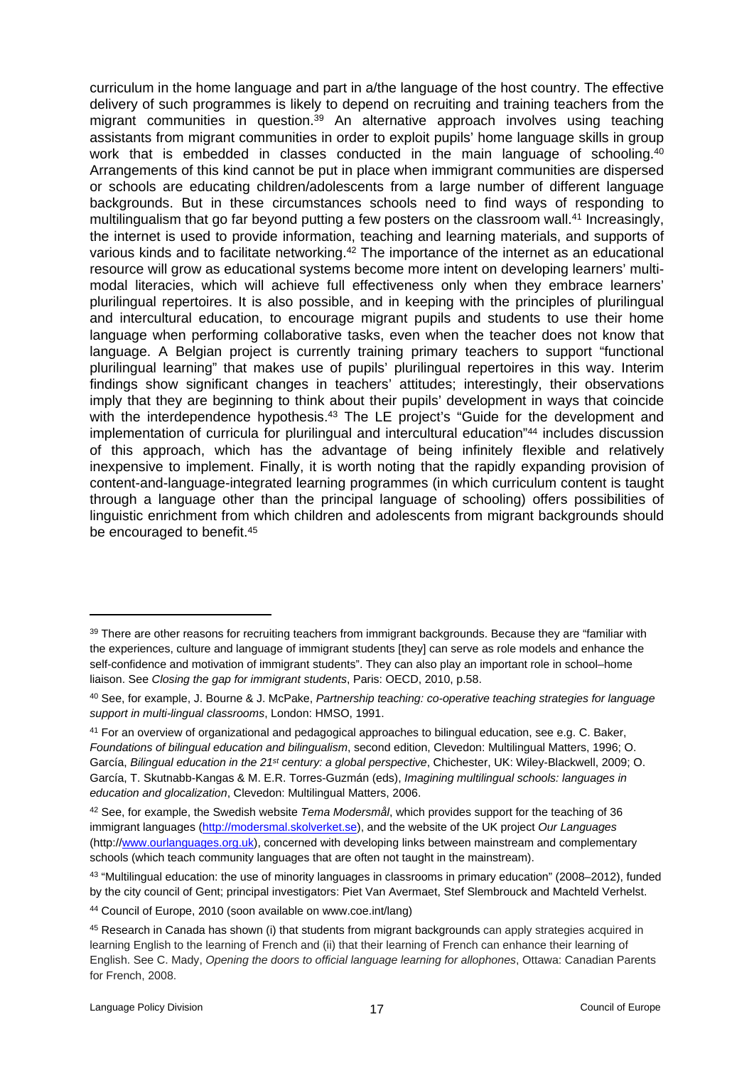curriculum in the home language and part in a/the language of the host country. The effective delivery of such programmes is likely to depend on recruiting and training teachers from the migrant communities in question.[39] An alternative approach involves using teaching assistants from migrant communities in order to exploit pupils' home language skills in group work that is embedded in classes conducted in the main language of schooling.[40] Arrangements of this kind cannot be put in place when immigrant communities are dispersed or schools are educating children/adolescents from a large number of different language backgrounds. But in these circumstances schools need to find ways of responding to multilingualism that go far beyond putting a few posters on the classroom wall.[41] Increasingly, the internet is used to provide information, teaching and learning materials, and supports of various kinds and to facilitate networking.[42] The importance of the internet as an educational resource will grow as educational systems become more intent on developing learners' multi-modal literacies, which will achieve full effectiveness only when they embrace learners' plurilingual repertoires. It is also possible, and in keeping with the principles of plurilingual and intercultural education, to encourage migrant pupils and students to use their home language when performing collaborative tasks, even when the teacher does not know that language. A Belgian project is currently training primary teachers to support "functional plurilingual learning" that makes use of pupils' plurilingual repertoires in this way. Interim findings show significant changes in teachers' attitudes; interestingly, their observations imply that they are beginning to think about their pupils' development in ways that coincide with the interdependence hypothesis.[43] The LE project's "Guide for the development and implementation of curricula for plurilingual and intercultural education"[44] includes discussion of this approach, which has the advantage of being infinitely flexible and relatively inexpensive to implement. Finally, it is worth noting that the rapidly expanding provision of content-and-language-integrated learning programmes (in which curriculum content is taught through a language other than the principal language of schooling) offers possibilities of linguistic enrichment from which children and adolescents from migrant backgrounds should be encouraged to benefit.[45]

---

[39] There are other reasons for recruiting teachers from immigrant backgrounds. Because they are "familiar with the experiences, culture and language of immigrant students [they] can serve as role models and enhance the self-confidence and motivation of immigrant students". They can also play an important role in school–home liaison. See *Closing the gap for immigrant students*, Paris: OECD, 2010, p.58.

[40] See, for example, J. Bourne & J. McPake, *Partnership teaching: co-operative teaching strategies for language support in multi-lingual classrooms*, London: HMSO, 1991.

[41] For an overview of organizational and pedagogical approaches to bilingual education, see e.g. C. Baker, *Foundations of bilingual education and bilingualism*, second edition, Clevedon: Multilingual Matters, 1996; O. García, *Bilingual education in the 21st century: a global perspective*, Chichester, UK: Wiley-Blackwell, 2009; O. García, T. Skutnabb-Kangas & M. E.R. Torres-Guzmán (eds), *Imagining multilingual schools: languages in education and glocalization*, Clevedon: Multilingual Matters, 2006.

[42] See, for example, the Swedish website *Tema Modersmål*, which provides support for the teaching of 36 immigrant languages (http://modersmal.skolverket.se), and the website of the UK project *Our Languages* (http://www.ourlanguages.org.uk), concerned with developing links between mainstream and complementary schools (which teach community languages that are often not taught in the mainstream).

[43] "Multilingual education: the use of minority languages in classrooms in primary education" (2008–2012), funded by the city council of Gent; principal investigators: Piet Van Avermaet, Stef Slembrouck and Machteld Verhelst.

[44] Council of Europe, 2010 (soon available on www.coe.int/lang)

[45] Research in Canada has shown (i) that students from migrant backgrounds can apply strategies acquired in learning English to the learning of French and (ii) that their learning of French can enhance their learning of English. See C. Mady, *Opening the doors to official language learning for allophones*, Ottawa: Canadian Parents for French, 2008.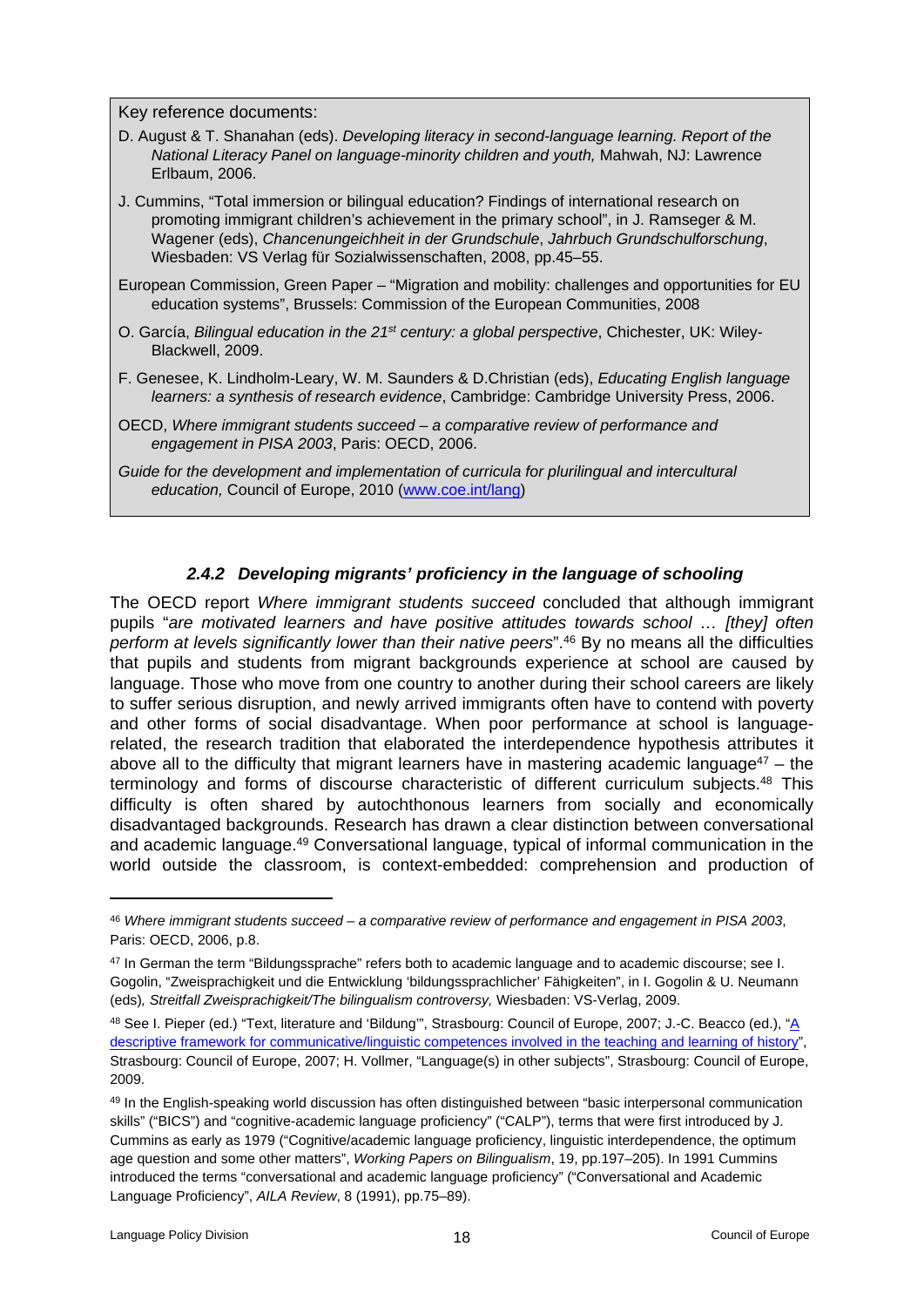Key reference documents:

D. August & T. Shanahan (eds). *Developing literacy in second-language learning. Report of the National Literacy Panel on language-minority children and youth,* Mahwah, NJ: Lawrence Erlbaum, 2006.

J. Cummins, "Total immersion or bilingual education? Findings of international research on promoting immigrant children's achievement in the primary school", in J. Ramseger & M. Wagener (eds), *Chancenungeichheit in der Grundschule*, *Jahrbuch Grundschulforschung*, Wiesbaden: VS Verlag für Sozialwissenschaften, 2008, pp.45–55.

European Commission, Green Paper – "Migration and mobility: challenges and opportunities for EU education systems", Brussels: Commission of the European Communities, 2008

O. García, *Bilingual education in the 21st century: a global perspective*, Chichester, UK: Wiley-Blackwell, 2009.

F. Genesee, K. Lindholm-Leary, W. M. Saunders & D.Christian (eds), *Educating English language learners: a synthesis of research evidence*, Cambridge: Cambridge University Press, 2006.

OECD, *Where immigrant students succeed – a comparative review of performance and engagement in PISA 2003*, Paris: OECD, 2006.

*Guide for the development and implementation of curricula for plurilingual and intercultural education,* Council of Europe, 2010 (www.coe.int/lang)

### *2.4.2 Developing migrants' proficiency in the language of schooling*

The OECD report *Where immigrant students succeed* concluded that although immigrant pupils "*are motivated learners and have positive attitudes towards school … [they] often perform at levels significantly lower than their native peers*".[46] By no means all the difficulties that pupils and students from migrant backgrounds experience at school are caused by language. Those who move from one country to another during their school careers are likely to suffer serious disruption, and newly arrived immigrants often have to contend with poverty and other forms of social disadvantage. When poor performance at school is language-related, the research tradition that elaborated the interdependence hypothesis attributes it above all to the difficulty that migrant learners have in mastering academic language[47] – the terminology and forms of discourse characteristic of different curriculum subjects.[48] This difficulty is often shared by autochthonous learners from socially and economically disadvantaged backgrounds. Research has drawn a clear distinction between conversational and academic language.[49] Conversational language, typical of informal communication in the world outside the classroom, is context-embedded: comprehension and production of

---

[46] *Where immigrant students succeed – a comparative review of performance and engagement in PISA 2003*, Paris: OECD, 2006, p.8.

[47] In German the term "Bildungssprache" refers both to academic language and to academic discourse; see I. Gogolin, "Zweisprachigkeit und die Entwicklung 'bildungssprachlicher' Fähigkeiten", in I. Gogolin & U. Neumann (eds)*, Streitfall Zweisprachigkeit/The bilingualism controversy,* Wiesbaden: VS-Verlag, 2009.

[48] See I. Pieper (ed.) "Text, literature and 'Bildung'", Strasbourg: Council of Europe, 2007; J.-C. Beacco (ed.), "A descriptive framework for communicative/linguistic competences involved in the teaching and learning of history", Strasbourg: Council of Europe, 2007; H. Vollmer, "Language(s) in other subjects", Strasbourg: Council of Europe, 2009.

[49] In the English-speaking world discussion has often distinguished between "basic interpersonal communication skills" ("BICS") and "cognitive-academic language proficiency" ("CALP"), terms that were first introduced by J. Cummins as early as 1979 ("Cognitive/academic language proficiency, linguistic interdependence, the optimum age question and some other matters", *Working Papers on Bilingualism*, 19, pp.197–205). In 1991 Cummins introduced the terms "conversational and academic language proficiency" ("Conversational and Academic Language Proficiency", *AILA Review*, 8 (1991), pp.75–89).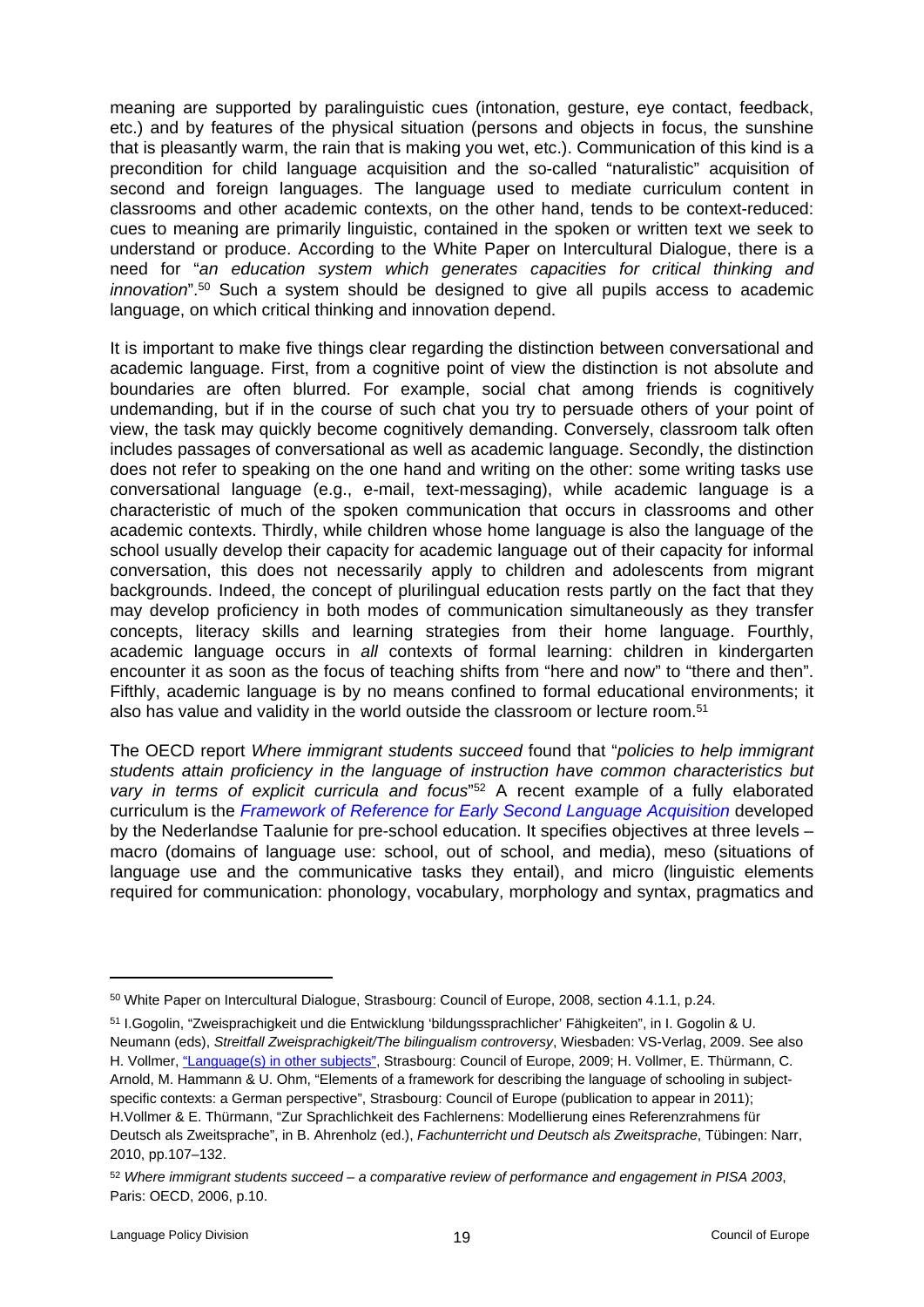meaning are supported by paralinguistic cues (intonation, gesture, eye contact, feedback, etc.) and by features of the physical situation (persons and objects in focus, the sunshine that is pleasantly warm, the rain that is making you wet, etc.). Communication of this kind is a precondition for child language acquisition and the so-called "naturalistic" acquisition of second and foreign languages. The language used to mediate curriculum content in classrooms and other academic contexts, on the other hand, tends to be context-reduced: cues to meaning are primarily linguistic, contained in the spoken or written text we seek to understand or produce. According to the White Paper on Intercultural Dialogue, there is a need for "*an education system which generates capacities for critical thinking and innovation*".[50] Such a system should be designed to give all pupils access to academic language, on which critical thinking and innovation depend.

It is important to make five things clear regarding the distinction between conversational and academic language. First, from a cognitive point of view the distinction is not absolute and boundaries are often blurred. For example, social chat among friends is cognitively undemanding, but if in the course of such chat you try to persuade others of your point of view, the task may quickly become cognitively demanding. Conversely, classroom talk often includes passages of conversational as well as academic language. Secondly, the distinction does not refer to speaking on the one hand and writing on the other: some writing tasks use conversational language (e.g., e-mail, text-messaging), while academic language is a characteristic of much of the spoken communication that occurs in classrooms and other academic contexts. Thirdly, while children whose home language is also the language of the school usually develop their capacity for academic language out of their capacity for informal conversation, this does not necessarily apply to children and adolescents from migrant backgrounds. Indeed, the concept of plurilingual education rests partly on the fact that they may develop proficiency in both modes of communication simultaneously as they transfer concepts, literacy skills and learning strategies from their home language. Fourthly, academic language occurs in *all* contexts of formal learning: children in kindergarten encounter it as soon as the focus of teaching shifts from "here and now" to "there and then". Fifthly, academic language is by no means confined to formal educational environments; it also has value and validity in the world outside the classroom or lecture room.[51]

The OECD report *Where immigrant students succeed* found that "*policies to help immigrant students attain proficiency in the language of instruction have common characteristics but vary in terms of explicit curricula and focus*"[52] A recent example of a fully elaborated curriculum is the *Framework of Reference for Early Second Language Acquisition* developed by the Nederlandse Taalunie for pre-school education. It specifies objectives at three levels – macro (domains of language use: school, out of school, and media), meso (situations of language use and the communicative tasks they entail), and micro (linguistic elements required for communication: phonology, vocabulary, morphology and syntax, pragmatics and

---

[50] White Paper on Intercultural Dialogue, Strasbourg: Council of Europe, 2008, section 4.1.1, p.24.

[51] I.Gogolin, "Zweisprachigkeit und die Entwicklung 'bildungssprachlicher' Fähigkeiten", in I. Gogolin & U. Neumann (eds), *Streitfall Zweisprachigkeit/The bilingualism controversy*, Wiesbaden: VS-Verlag, 2009. See also H. Vollmer, "Language(s) in other subjects", Strasbourg: Council of Europe, 2009; H. Vollmer, E. Thürmann, C. Arnold, M. Hammann & U. Ohm, "Elements of a framework for describing the language of schooling in subject-specific contexts: a German perspective", Strasbourg: Council of Europe (publication to appear in 2011); H.Vollmer & E. Thürmann, "Zur Sprachlichkeit des Fachlernens: Modellierung eines Referenzrahmens für Deutsch als Zweitsprache", in B. Ahrenholz (ed.), *Fachunterricht und Deutsch als Zweitsprache*, Tübingen: Narr, 2010, pp.107–132.

[52] *Where immigrant students succeed – a comparative review of performance and engagement in PISA 2003*, Paris: OECD, 2006, p.10.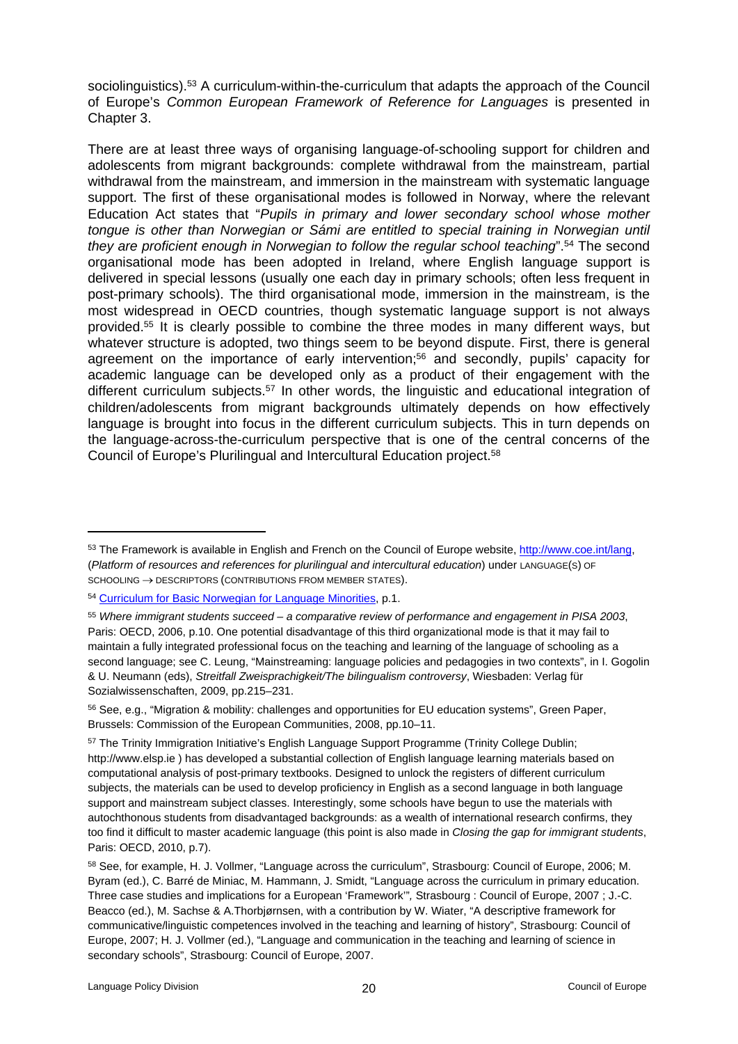sociolinguistics).[53] A curriculum-within-the-curriculum that adapts the approach of the Council of Europe's *Common European Framework of Reference for Languages* is presented in Chapter 3.

There are at least three ways of organising language-of-schooling support for children and adolescents from migrant backgrounds: complete withdrawal from the mainstream, partial withdrawal from the mainstream, and immersion in the mainstream with systematic language support. The first of these organisational modes is followed in Norway, where the relevant Education Act states that "*Pupils in primary and lower secondary school whose mother tongue is other than Norwegian or Sámi are entitled to special training in Norwegian until they are proficient enough in Norwegian to follow the regular school teaching*".[54] The second organisational mode has been adopted in Ireland, where English language support is delivered in special lessons (usually one each day in primary schools; often less frequent in post-primary schools). The third organisational mode, immersion in the mainstream, is the most widespread in OECD countries, though systematic language support is not always provided.[55] It is clearly possible to combine the three modes in many different ways, but whatever structure is adopted, two things seem to be beyond dispute. First, there is general agreement on the importance of early intervention;[56] and secondly, pupils' capacity for academic language can be developed only as a product of their engagement with the different curriculum subjects.[57] In other words, the linguistic and educational integration of children/adolescents from migrant backgrounds ultimately depends on how effectively language is brought into focus in the different curriculum subjects. This in turn depends on the language-across-the-curriculum perspective that is one of the central concerns of the Council of Europe's Plurilingual and Intercultural Education project.[58]

---

[53] The Framework is available in English and French on the Council of Europe website, http://www.coe.int/lang, (*Platform of resources and references for plurilingual and intercultural education*) under LANGUAGE(S) OF SCHOOLING → DESCRIPTORS (CONTRIBUTIONS FROM MEMBER STATES).

[54] Curriculum for Basic Norwegian for Language Minorities, p.1.

[55] *Where immigrant students succeed – a comparative review of performance and engagement in PISA 2003*, Paris: OECD, 2006, p.10. One potential disadvantage of this third organizational mode is that it may fail to maintain a fully integrated professional focus on the teaching and learning of the language of schooling as a second language; see C. Leung, "Mainstreaming: language policies and pedagogies in two contexts", in I. Gogolin & U. Neumann (eds), *Streitfall Zweisprachigkeit/The bilingualism controversy*, Wiesbaden: Verlag für Sozialwissenschaften, 2009, pp.215–231.

[56] See, e.g., "Migration & mobility: challenges and opportunities for EU education systems", Green Paper, Brussels: Commission of the European Communities, 2008, pp.10–11.

[57] The Trinity Immigration Initiative's English Language Support Programme (Trinity College Dublin; http://www.elsp.ie ) has developed a substantial collection of English language learning materials based on computational analysis of post-primary textbooks. Designed to unlock the registers of different curriculum subjects, the materials can be used to develop proficiency in English as a second language in both language support and mainstream subject classes. Interestingly, some schools have begun to use the materials with autochthonous students from disadvantaged backgrounds: as a wealth of international research confirms, they too find it difficult to master academic language (this point is also made in *Closing the gap for immigrant students*, Paris: OECD, 2010, p.7).

[58] See, for example, H. J. Vollmer, "Language across the curriculum", Strasbourg: Council of Europe, 2006; M. Byram (ed.), C. Barré de Miniac, M. Hammann, J. Smidt, "Language across the curriculum in primary education. Three case studies and implications for a European 'Framework'", Strasbourg : Council of Europe, 2007 ; J.-C. Beacco (ed.), M. Sachse & A.Thorbjørnsen, with a contribution by W. Wiater, "A descriptive framework for communicative/linguistic competences involved in the teaching and learning of history", Strasbourg: Council of Europe, 2007; H. J. Vollmer (ed.), "Language and communication in the teaching and learning of science in secondary schools", Strasbourg: Council of Europe, 2007.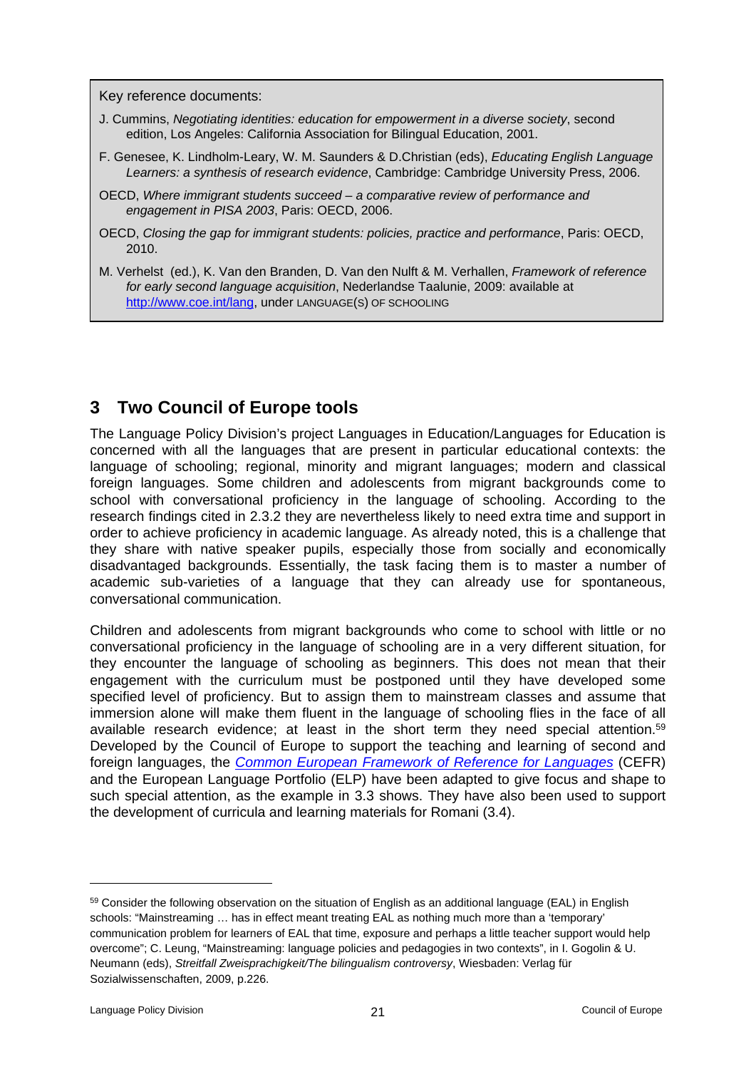Key reference documents:

J. Cummins, *Negotiating identities: education for empowerment in a diverse society*, second edition, Los Angeles: California Association for Bilingual Education, 2001.

F. Genesee, K. Lindholm-Leary, W. M. Saunders & D.Christian (eds), *Educating English Language Learners: a synthesis of research evidence*, Cambridge: Cambridge University Press, 2006.

OECD, *Where immigrant students succeed – a comparative review of performance and engagement in PISA 2003*, Paris: OECD, 2006.

OECD, *Closing the gap for immigrant students: policies, practice and performance*, Paris: OECD, 2010.

M. Verhelst (ed.), K. Van den Branden, D. Van den Nulft & M. Verhallen, *Framework of reference for early second language acquisition*, Nederlandse Taalunie, 2009: available at http://www.coe.int/lang, under LANGUAGE(S) OF SCHOOLING

## 3 Two Council of Europe tools

The Language Policy Division's project Languages in Education/Languages for Education is concerned with all the languages that are present in particular educational contexts: the language of schooling; regional, minority and migrant languages; modern and classical foreign languages. Some children and adolescents from migrant backgrounds come to school with conversational proficiency in the language of schooling. According to the research findings cited in 2.3.2 they are nevertheless likely to need extra time and support in order to achieve proficiency in academic language. As already noted, this is a challenge that they share with native speaker pupils, especially those from socially and economically disadvantaged backgrounds. Essentially, the task facing them is to master a number of academic sub-varieties of a language that they can already use for spontaneous, conversational communication.

Children and adolescents from migrant backgrounds who come to school with little or no conversational proficiency in the language of schooling are in a very different situation, for they encounter the language of schooling as beginners. This does not mean that their engagement with the curriculum must be postponed until they have developed some specified level of proficiency. But to assign them to mainstream classes and assume that immersion alone will make them fluent in the language of schooling flies in the face of all available research evidence; at least in the short term they need special attention.[59] Developed by the Council of Europe to support the teaching and learning of second and foreign languages, the *Common European Framework of Reference for Languages* (CEFR) and the European Language Portfolio (ELP) have been adapted to give focus and shape to such special attention, as the example in 3.3 shows. They have also been used to support the development of curricula and learning materials for Romani (3.4).

---

[59] Consider the following observation on the situation of English as an additional language (EAL) in English schools: "Mainstreaming … has in effect meant treating EAL as nothing much more than a 'temporary' communication problem for learners of EAL that time, exposure and perhaps a little teacher support would help overcome"; C. Leung, "Mainstreaming: language policies and pedagogies in two contexts", in I. Gogolin & U. Neumann (eds), *Streitfall Zweisprachigkeit/The bilingualism controversy*, Wiesbaden: Verlag für Sozialwissenschaften, 2009, p.226.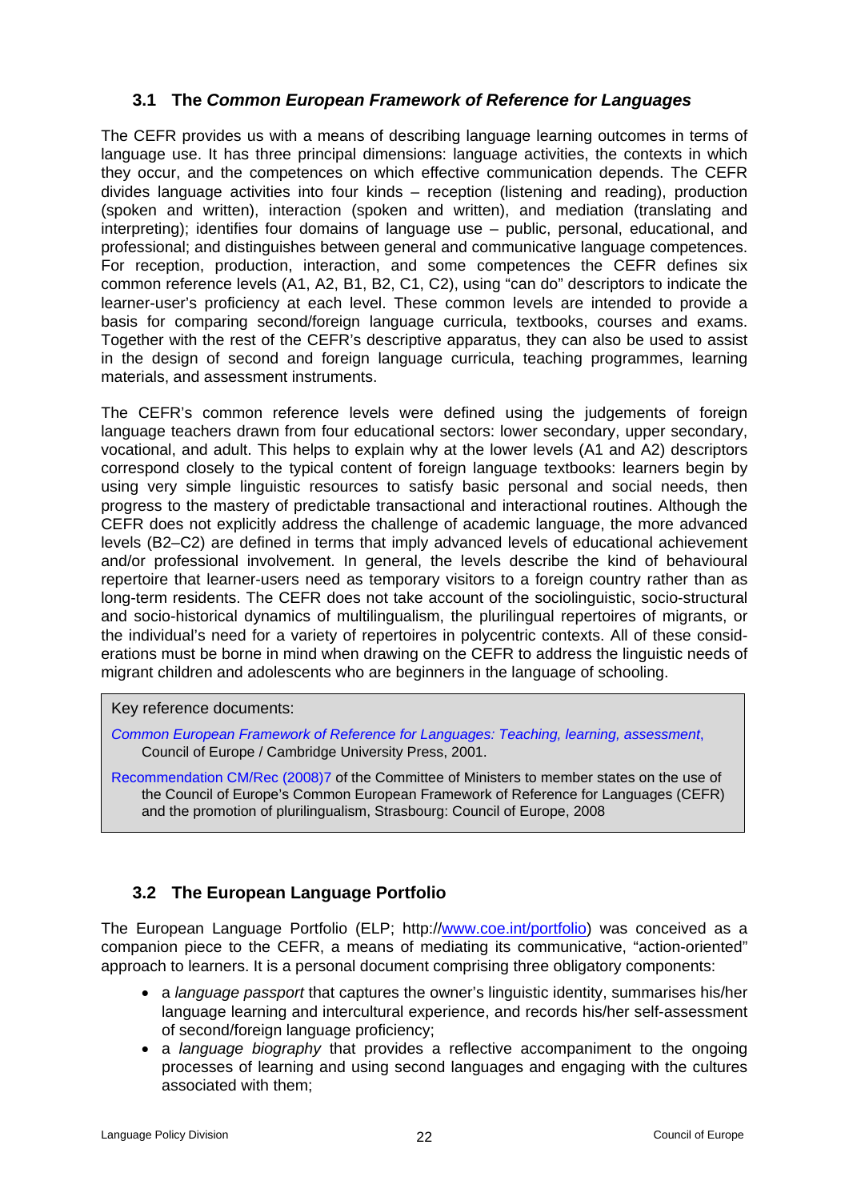### 3.1 The *Common European Framework of Reference for Languages*

The CEFR provides us with a means of describing language learning outcomes in terms of language use. It has three principal dimensions: language activities, the contexts in which they occur, and the competences on which effective communication depends. The CEFR divides language activities into four kinds – reception (listening and reading), production (spoken and written), interaction (spoken and written), and mediation (translating and interpreting); identifies four domains of language use – public, personal, educational, and professional; and distinguishes between general and communicative language competences. For reception, production, interaction, and some competences the CEFR defines six common reference levels (A1, A2, B1, B2, C1, C2), using "can do" descriptors to indicate the learner-user's proficiency at each level. These common levels are intended to provide a basis for comparing second/foreign language curricula, textbooks, courses and exams. Together with the rest of the CEFR's descriptive apparatus, they can also be used to assist in the design of second and foreign language curricula, teaching programmes, learning materials, and assessment instruments.

The CEFR's common reference levels were defined using the judgements of foreign language teachers drawn from four educational sectors: lower secondary, upper secondary, vocational, and adult. This helps to explain why at the lower levels (A1 and A2) descriptors correspond closely to the typical content of foreign language textbooks: learners begin by using very simple linguistic resources to satisfy basic personal and social needs, then progress to the mastery of predictable transactional and interactional routines. Although the CEFR does not explicitly address the challenge of academic language, the more advanced levels (B2–C2) are defined in terms that imply advanced levels of educational achievement and/or professional involvement. In general, the levels describe the kind of behavioural repertoire that learner-users need as temporary visitors to a foreign country rather than as long-term residents. The CEFR does not take account of the sociolinguistic, socio-structural and socio-historical dynamics of multilingualism, the plurilingual repertoires of migrants, or the individual's need for a variety of repertoires in polycentric contexts. All of these considerations must be borne in mind when drawing on the CEFR to address the linguistic needs of migrant children and adolescents who are beginners in the language of schooling.

Key reference documents:

*Common European Framework of Reference for Languages: Teaching, learning, assessment*, Council of Europe / Cambridge University Press, 2001.

Recommendation CM/Rec (2008)7 of the Committee of Ministers to member states on the use of the Council of Europe's Common European Framework of Reference for Languages (CEFR) and the promotion of plurilingualism, Strasbourg: Council of Europe, 2008

### 3.2 The European Language Portfolio

The European Language Portfolio (ELP; http://www.coe.int/portfolio) was conceived as a companion piece to the CEFR, a means of mediating its communicative, "action-oriented" approach to learners. It is a personal document comprising three obligatory components:

- a *language passport* that captures the owner's linguistic identity, summarises his/her language learning and intercultural experience, and records his/her self-assessment of second/foreign language proficiency;
- a *language biography* that provides a reflective accompaniment to the ongoing processes of learning and using second languages and engaging with the cultures associated with them;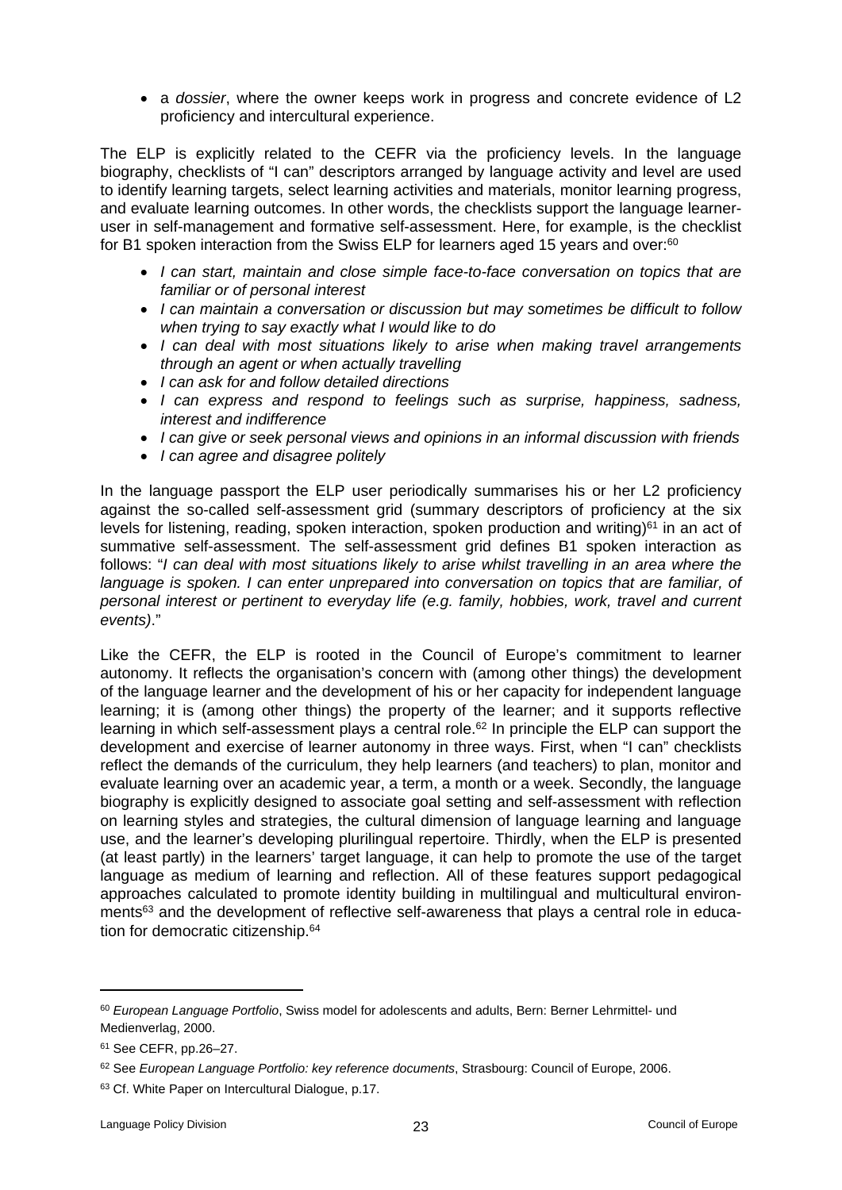- a *dossier*, where the owner keeps work in progress and concrete evidence of L2 proficiency and intercultural experience.

The ELP is explicitly related to the CEFR via the proficiency levels. In the language biography, checklists of "I can" descriptors arranged by language activity and level are used to identify learning targets, select learning activities and materials, monitor learning progress, and evaluate learning outcomes. In other words, the checklists support the language learner-user in self-management and formative self-assessment. Here, for example, is the checklist for B1 spoken interaction from the Swiss ELP for learners aged 15 years and over:[60]

- *I can start, maintain and close simple face-to-face conversation on topics that are familiar or of personal interest*
- *I can maintain a conversation or discussion but may sometimes be difficult to follow when trying to say exactly what I would like to do*
- *I can deal with most situations likely to arise when making travel arrangements through an agent or when actually travelling*
- *I can ask for and follow detailed directions*
- *I can express and respond to feelings such as surprise, happiness, sadness, interest and indifference*
- *I can give or seek personal views and opinions in an informal discussion with friends*
- *I can agree and disagree politely*

In the language passport the ELP user periodically summarises his or her L2 proficiency against the so-called self-assessment grid (summary descriptors of proficiency at the six levels for listening, reading, spoken interaction, spoken production and writing)[61] in an act of summative self-assessment. The self-assessment grid defines B1 spoken interaction as follows: "*I can deal with most situations likely to arise whilst travelling in an area where the language is spoken. I can enter unprepared into conversation on topics that are familiar, of personal interest or pertinent to everyday life (e.g. family, hobbies, work, travel and current events)*."

Like the CEFR, the ELP is rooted in the Council of Europe's commitment to learner autonomy. It reflects the organisation's concern with (among other things) the development of the language learner and the development of his or her capacity for independent language learning; it is (among other things) the property of the learner; and it supports reflective learning in which self-assessment plays a central role.[62] In principle the ELP can support the development and exercise of learner autonomy in three ways. First, when "I can" checklists reflect the demands of the curriculum, they help learners (and teachers) to plan, monitor and evaluate learning over an academic year, a term, a month or a week. Secondly, the language biography is explicitly designed to associate goal setting and self-assessment with reflection on learning styles and strategies, the cultural dimension of language learning and language use, and the learner's developing plurilingual repertoire. Thirdly, when the ELP is presented (at least partly) in the learners' target language, it can help to promote the use of the target language as medium of learning and reflection. All of these features support pedagogical approaches calculated to promote identity building in multilingual and multicultural environments[63] and the development of reflective self-awareness that plays a central role in education for democratic citizenship.[64]

---

[60] *European Language Portfolio*, Swiss model for adolescents and adults, Bern: Berner Lehrmittel- und Medienverlag, 2000.

[61] See CEFR, pp.26–27.

[62] See *European Language Portfolio: key reference documents*, Strasbourg: Council of Europe, 2006.

[63] Cf. White Paper on Intercultural Dialogue, p.17.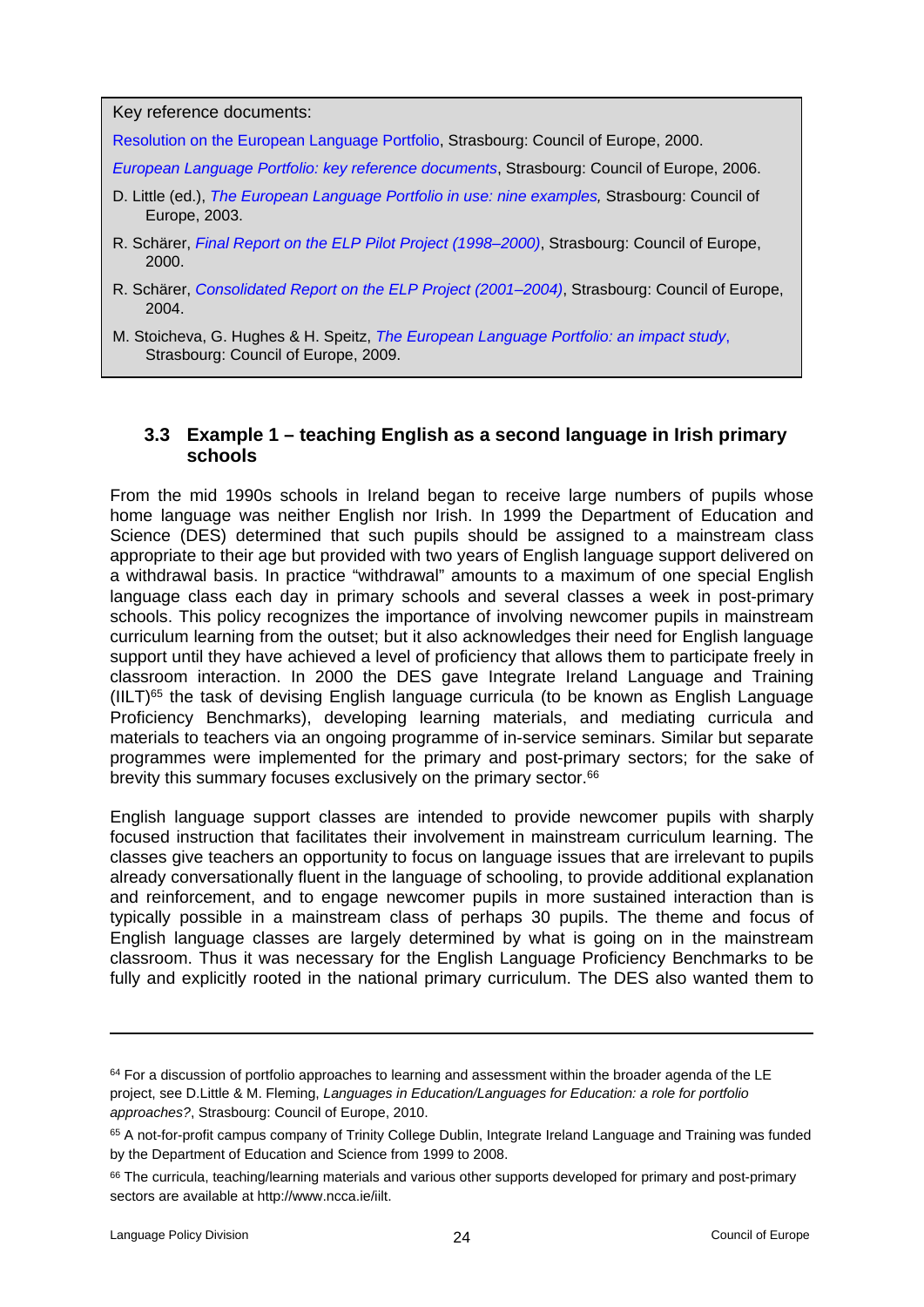Key reference documents:

Resolution on the European Language Portfolio, Strasbourg: Council of Europe, 2000.

*European Language Portfolio: key reference documents*, Strasbourg: Council of Europe, 2006.

D. Little (ed.), *The European Language Portfolio in use: nine examples,* Strasbourg: Council of Europe, 2003.

R. Schärer, *Final Report on the ELP Pilot Project (1998–2000)*, Strasbourg: Council of Europe, 2000.

R. Schärer, *Consolidated Report on the ELP Project (2001–2004)*, Strasbourg: Council of Europe, 2004.

M. Stoicheva, G. Hughes & H. Speitz, *The European Language Portfolio: an impact study*, Strasbourg: Council of Europe, 2009.

### 3.3 Example 1 – teaching English as a second language in Irish primary schools

From the mid 1990s schools in Ireland began to receive large numbers of pupils whose home language was neither English nor Irish. In 1999 the Department of Education and Science (DES) determined that such pupils should be assigned to a mainstream class appropriate to their age but provided with two years of English language support delivered on a withdrawal basis. In practice "withdrawal" amounts to a maximum of one special English language class each day in primary schools and several classes a week in post-primary schools. This policy recognizes the importance of involving newcomer pupils in mainstream curriculum learning from the outset; but it also acknowledges their need for English language support until they have achieved a level of proficiency that allows them to participate freely in classroom interaction. In 2000 the DES gave Integrate Ireland Language and Training (IILT)[65] the task of devising English language curricula (to be known as English Language Proficiency Benchmarks), developing learning materials, and mediating curricula and materials to teachers via an ongoing programme of in-service seminars. Similar but separate programmes were implemented for the primary and post-primary sectors; for the sake of brevity this summary focuses exclusively on the primary sector.[66]

English language support classes are intended to provide newcomer pupils with sharply focused instruction that facilitates their involvement in mainstream curriculum learning. The classes give teachers an opportunity to focus on language issues that are irrelevant to pupils already conversationally fluent in the language of schooling, to provide additional explanation and reinforcement, and to engage newcomer pupils in more sustained interaction than is typically possible in a mainstream class of perhaps 30 pupils. The theme and focus of English language classes are largely determined by what is going on in the mainstream classroom. Thus it was necessary for the English Language Proficiency Benchmarks to be fully and explicitly rooted in the national primary curriculum. The DES also wanted them to

---

[64] For a discussion of portfolio approaches to learning and assessment within the broader agenda of the LE project, see D.Little & M. Fleming, *Languages in Education/Languages for Education: a role for portfolio approaches?*, Strasbourg: Council of Europe, 2010.

[65] A not-for-profit campus company of Trinity College Dublin, Integrate Ireland Language and Training was funded by the Department of Education and Science from 1999 to 2008.

[66] The curricula, teaching/learning materials and various other supports developed for primary and post-primary sectors are available at http://www.ncca.ie/iilt.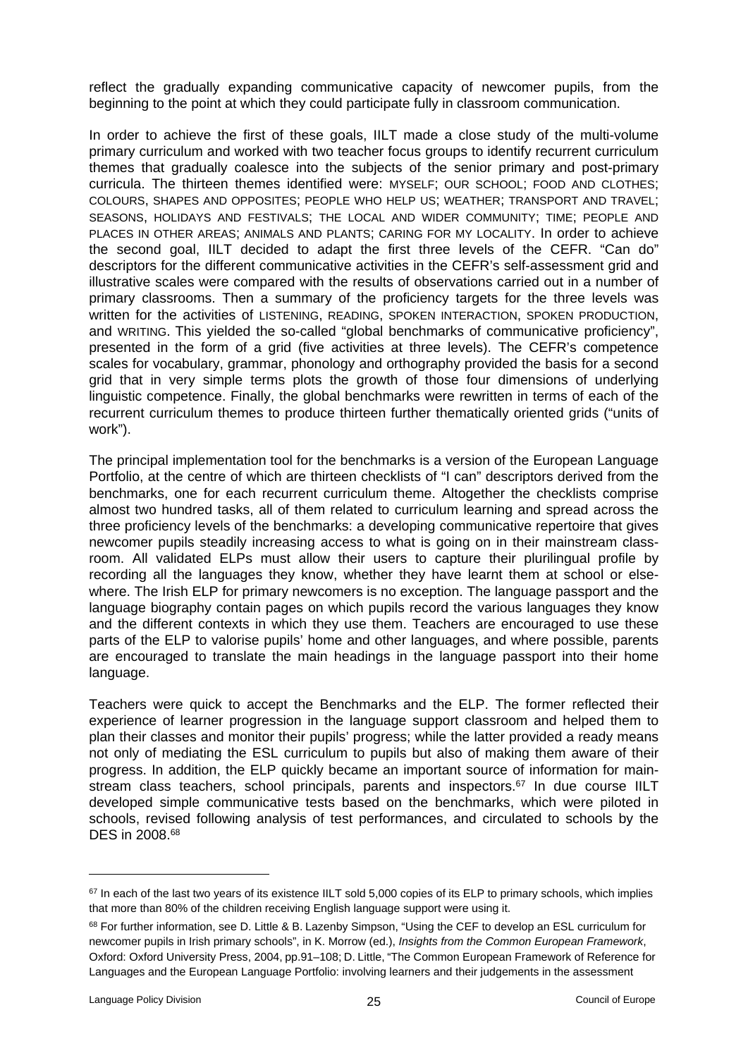reflect the gradually expanding communicative capacity of newcomer pupils, from the beginning to the point at which they could participate fully in classroom communication.

In order to achieve the first of these goals, IILT made a close study of the multi-volume primary curriculum and worked with two teacher focus groups to identify recurrent curriculum themes that gradually coalesce into the subjects of the senior primary and post-primary curricula. The thirteen themes identified were: MYSELF; OUR SCHOOL; FOOD AND CLOTHES; COLOURS, SHAPES AND OPPOSITES; PEOPLE WHO HELP US; WEATHER; TRANSPORT AND TRAVEL; SEASONS, HOLIDAYS AND FESTIVALS; THE LOCAL AND WIDER COMMUNITY; TIME; PEOPLE AND PLACES IN OTHER AREAS; ANIMALS AND PLANTS; CARING FOR MY LOCALITY. In order to achieve the second goal, IILT decided to adapt the first three levels of the CEFR. "Can do" descriptors for the different communicative activities in the CEFR's self-assessment grid and illustrative scales were compared with the results of observations carried out in a number of primary classrooms. Then a summary of the proficiency targets for the three levels was written for the activities of LISTENING, READING, SPOKEN INTERACTION, SPOKEN PRODUCTION, and WRITING. This yielded the so-called "global benchmarks of communicative proficiency", presented in the form of a grid (five activities at three levels). The CEFR's competence scales for vocabulary, grammar, phonology and orthography provided the basis for a second grid that in very simple terms plots the growth of those four dimensions of underlying linguistic competence. Finally, the global benchmarks were rewritten in terms of each of the recurrent curriculum themes to produce thirteen further thematically oriented grids ("units of work").

The principal implementation tool for the benchmarks is a version of the European Language Portfolio, at the centre of which are thirteen checklists of "I can" descriptors derived from the benchmarks, one for each recurrent curriculum theme. Altogether the checklists comprise almost two hundred tasks, all of them related to curriculum learning and spread across the three proficiency levels of the benchmarks: a developing communicative repertoire that gives newcomer pupils steadily increasing access to what is going on in their mainstream classroom. All validated ELPs must allow their users to capture their plurilingual profile by recording all the languages they know, whether they have learnt them at school or elsewhere. The Irish ELP for primary newcomers is no exception. The language passport and the language biography contain pages on which pupils record the various languages they know and the different contexts in which they use them. Teachers are encouraged to use these parts of the ELP to valorise pupils' home and other languages, and where possible, parents are encouraged to translate the main headings in the language passport into their home language.

Teachers were quick to accept the Benchmarks and the ELP. The former reflected their experience of learner progression in the language support classroom and helped them to plan their classes and monitor their pupils' progress; while the latter provided a ready means not only of mediating the ESL curriculum to pupils but also of making them aware of their progress. In addition, the ELP quickly became an important source of information for mainstream class teachers, school principals, parents and inspectors.[67] In due course IILT developed simple communicative tests based on the benchmarks, which were piloted in schools, revised following analysis of test performances, and circulated to schools by the DES in 2008.[68]

---

[67] In each of the last two years of its existence IILT sold 5,000 copies of its ELP to primary schools, which implies that more than 80% of the children receiving English language support were using it.

[68] For further information, see D. Little & B. Lazenby Simpson, "Using the CEF to develop an ESL curriculum for newcomer pupils in Irish primary schools", in K. Morrow (ed.), *Insights from the Common European Framework*, Oxford: Oxford University Press, 2004, pp.91–108; D. Little, "The Common European Framework of Reference for Languages and the European Language Portfolio: involving learners and their judgements in the assessment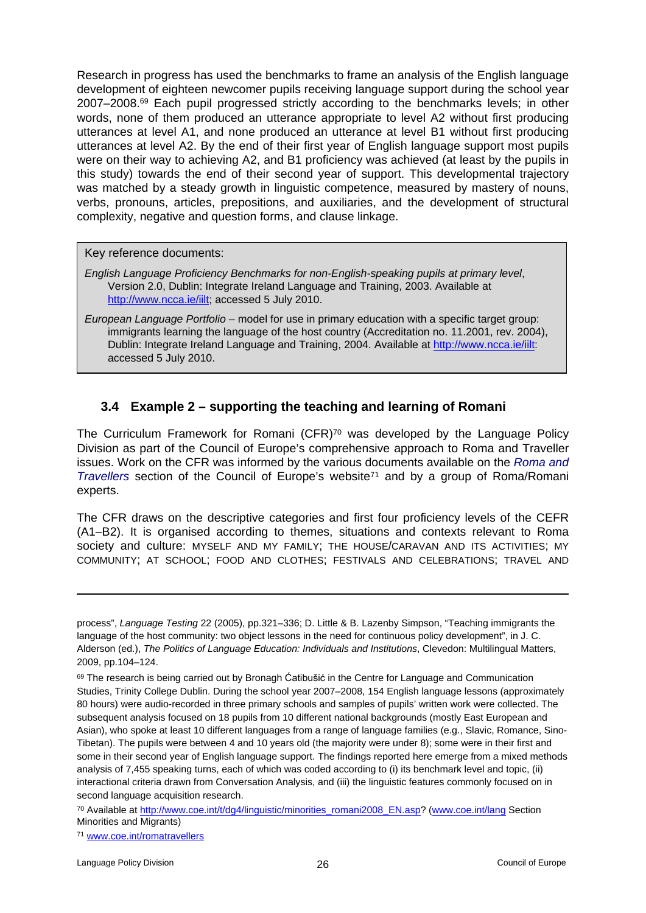Research in progress has used the benchmarks to frame an analysis of the English language development of eighteen newcomer pupils receiving language support during the school year 2007–2008.[69] Each pupil progressed strictly according to the benchmarks levels; in other words, none of them produced an utterance appropriate to level A2 without first producing utterances at level A1, and none produced an utterance at level B1 without first producing utterances at level A2. By the end of their first year of English language support most pupils were on their way to achieving A2, and B1 proficiency was achieved (at least by the pupils in this study) towards the end of their second year of support. This developmental trajectory was matched by a steady growth in linguistic competence, measured by mastery of nouns, verbs, pronouns, articles, prepositions, and auxiliaries, and the development of structural complexity, negative and question forms, and clause linkage.

> Key reference documents:
>
> *English Language Proficiency Benchmarks for non-English-speaking pupils at primary level*, Version 2.0, Dublin: Integrate Ireland Language and Training, 2003. Available at http://www.ncca.ie/iilt; accessed 5 July 2010.
>
> *European Language Portfolio* – model for use in primary education with a specific target group: immigrants learning the language of the host country (Accreditation no. 11.2001, rev. 2004), Dublin: Integrate Ireland Language and Training, 2004. Available at http://www.ncca.ie/iilt: accessed 5 July 2010.

### 3.4 Example 2 – supporting the teaching and learning of Romani

The Curriculum Framework for Romani (CFR)[70] was developed by the Language Policy Division as part of the Council of Europe's comprehensive approach to Roma and Traveller issues. Work on the CFR was informed by the various documents available on the *Roma and Travellers* section of the Council of Europe's website[71] and by a group of Roma/Romani experts.

The CFR draws on the descriptive categories and first four proficiency levels of the CEFR (A1–B2). It is organised according to themes, situations and contexts relevant to Roma society and culture: MYSELF AND MY FAMILY; THE HOUSE/CARAVAN AND ITS ACTIVITIES; MY COMMUNITY; AT SCHOOL; FOOD AND CLOTHES; FESTIVALS AND CELEBRATIONS; TRAVEL AND

---

process", *Language Testing* 22 (2005), pp.321–336; D. Little & B. Lazenby Simpson, "Teaching immigrants the language of the host community: two object lessons in the need for continuous policy development", in J. C. Alderson (ed.), *The Politics of Language Education: Individuals and Institutions*, Clevedon: Multilingual Matters, 2009, pp.104–124.

[69] The research is being carried out by Bronagh Ćatibušić in the Centre for Language and Communication Studies, Trinity College Dublin. During the school year 2007–2008, 154 English language lessons (approximately 80 hours) were audio-recorded in three primary schools and samples of pupils' written work were collected. The subsequent analysis focused on 18 pupils from 10 different national backgrounds (mostly East European and Asian), who spoke at least 10 different languages from a range of language families (e.g., Slavic, Romance, Sino-Tibetan). The pupils were between 4 and 10 years old (the majority were under 8); some were in their first and some in their second year of English language support. The findings reported here emerge from a mixed methods analysis of 7,455 speaking turns, each of which was coded according to (i) its benchmark level and topic, (ii) interactional criteria drawn from Conversation Analysis, and (iii) the linguistic features commonly focused on in second language acquisition research.

[70] Available at http://www.coe.int/t/dg4/linguistic/minorities_romani2008_EN.asp? (www.coe.int/lang Section Minorities and Migrants)

[71] www.coe.int/romatravellers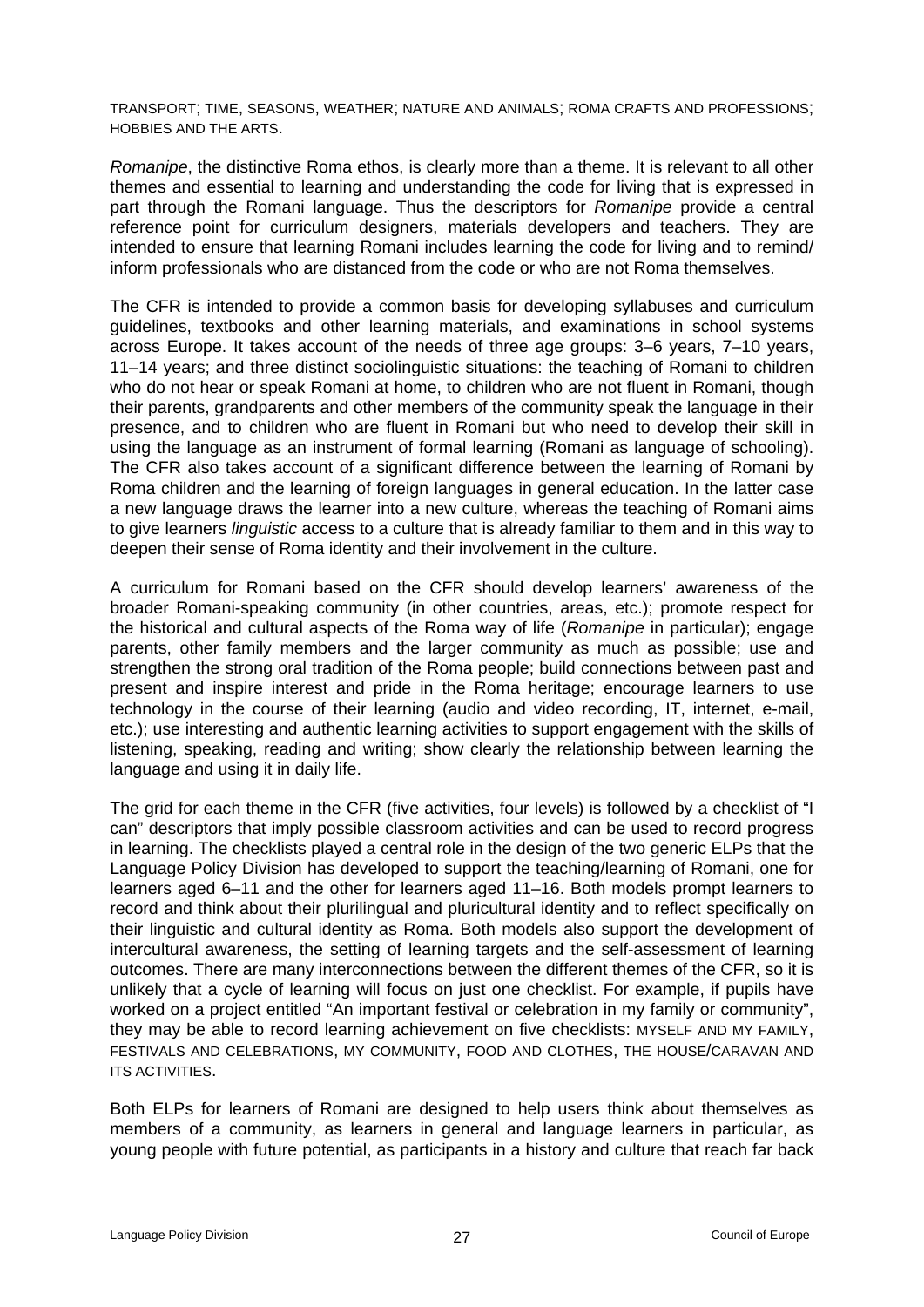TRANSPORT; TIME, SEASONS, WEATHER; NATURE AND ANIMALS; ROMA CRAFTS AND PROFESSIONS; HOBBIES AND THE ARTS.

*Romanipe*, the distinctive Roma ethos, is clearly more than a theme. It is relevant to all other themes and essential to learning and understanding the code for living that is expressed in part through the Romani language. Thus the descriptors for *Romanipe* provide a central reference point for curriculum designers, materials developers and teachers. They are intended to ensure that learning Romani includes learning the code for living and to remind/ inform professionals who are distanced from the code or who are not Roma themselves.

The CFR is intended to provide a common basis for developing syllabuses and curriculum guidelines, textbooks and other learning materials, and examinations in school systems across Europe. It takes account of the needs of three age groups: 3–6 years, 7–10 years, 11–14 years; and three distinct sociolinguistic situations: the teaching of Romani to children who do not hear or speak Romani at home, to children who are not fluent in Romani, though their parents, grandparents and other members of the community speak the language in their presence, and to children who are fluent in Romani but who need to develop their skill in using the language as an instrument of formal learning (Romani as language of schooling). The CFR also takes account of a significant difference between the learning of Romani by Roma children and the learning of foreign languages in general education. In the latter case a new language draws the learner into a new culture, whereas the teaching of Romani aims to give learners *linguistic* access to a culture that is already familiar to them and in this way to deepen their sense of Roma identity and their involvement in the culture.

A curriculum for Romani based on the CFR should develop learners' awareness of the broader Romani-speaking community (in other countries, areas, etc.); promote respect for the historical and cultural aspects of the Roma way of life (*Romanipe* in particular); engage parents, other family members and the larger community as much as possible; use and strengthen the strong oral tradition of the Roma people; build connections between past and present and inspire interest and pride in the Roma heritage; encourage learners to use technology in the course of their learning (audio and video recording, IT, internet, e-mail, etc.); use interesting and authentic learning activities to support engagement with the skills of listening, speaking, reading and writing; show clearly the relationship between learning the language and using it in daily life.

The grid for each theme in the CFR (five activities, four levels) is followed by a checklist of "I can" descriptors that imply possible classroom activities and can be used to record progress in learning. The checklists played a central role in the design of the two generic ELPs that the Language Policy Division has developed to support the teaching/learning of Romani, one for learners aged 6–11 and the other for learners aged 11–16. Both models prompt learners to record and think about their plurilingual and pluricultural identity and to reflect specifically on their linguistic and cultural identity as Roma. Both models also support the development of intercultural awareness, the setting of learning targets and the self-assessment of learning outcomes. There are many interconnections between the different themes of the CFR, so it is unlikely that a cycle of learning will focus on just one checklist. For example, if pupils have worked on a project entitled "An important festival or celebration in my family or community", they may be able to record learning achievement on five checklists: MYSELF AND MY FAMILY, FESTIVALS AND CELEBRATIONS, MY COMMUNITY, FOOD AND CLOTHES, THE HOUSE/CARAVAN AND ITS ACTIVITIES.

Both ELPs for learners of Romani are designed to help users think about themselves as members of a community, as learners in general and language learners in particular, as young people with future potential, as participants in a history and culture that reach far back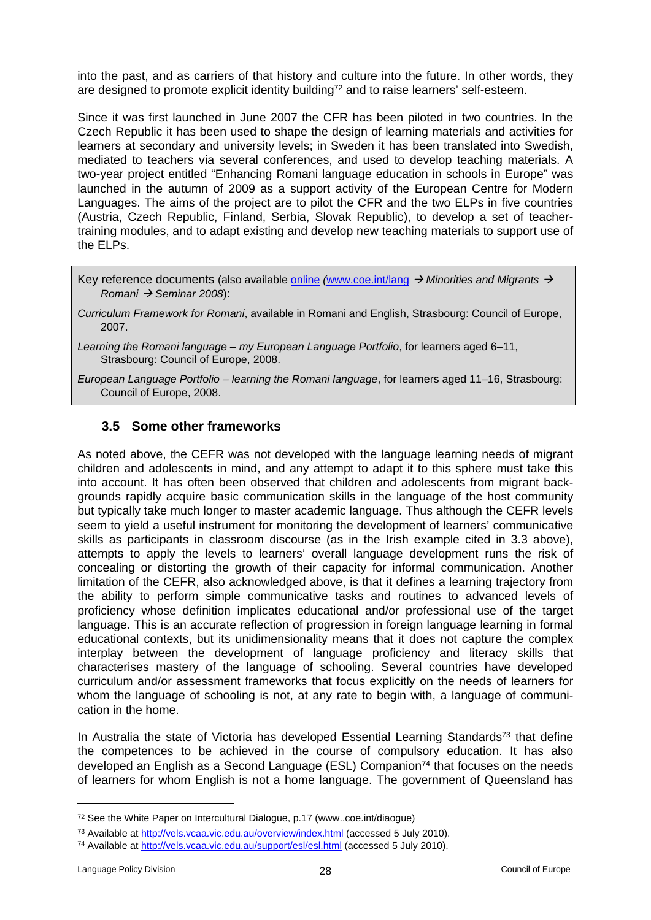into the past, and as carriers of that history and culture into the future. In other words, they are designed to promote explicit identity building[72] and to raise learners' self-esteem.

Since it was first launched in June 2007 the CFR has been piloted in two countries. In the Czech Republic it has been used to shape the design of learning materials and activities for learners at secondary and university levels; in Sweden it has been translated into Swedish, mediated to teachers via several conferences, and used to develop teaching materials. A two-year project entitled "Enhancing Romani language education in schools in Europe" was launched in the autumn of 2009 as a support activity of the European Centre for Modern Languages. The aims of the project are to pilot the CFR and the two ELPs in five countries (Austria, Czech Republic, Finland, Serbia, Slovak Republic), to develop a set of teacher-training modules, and to adapt existing and develop new teaching materials to support use of the ELPs.

> Key reference documents (also available online *(*www.coe.int/lang → *Minorities and Migrants* → *Romani* → *Seminar 2008*):
>
> *Curriculum Framework for Romani*, available in Romani and English, Strasbourg: Council of Europe, 2007.
>
> *Learning the Romani language – my European Language Portfolio*, for learners aged 6–11, Strasbourg: Council of Europe, 2008.
>
> *European Language Portfolio – learning the Romani language*, for learners aged 11–16, Strasbourg: Council of Europe, 2008.

### 3.5 Some other frameworks

As noted above, the CEFR was not developed with the language learning needs of migrant children and adolescents in mind, and any attempt to adapt it to this sphere must take this into account. It has often been observed that children and adolescents from migrant backgrounds rapidly acquire basic communication skills in the language of the host community but typically take much longer to master academic language. Thus although the CEFR levels seem to yield a useful instrument for monitoring the development of learners' communicative skills as participants in classroom discourse (as in the Irish example cited in 3.3 above), attempts to apply the levels to learners' overall language development runs the risk of concealing or distorting the growth of their capacity for informal communication. Another limitation of the CEFR, also acknowledged above, is that it defines a learning trajectory from the ability to perform simple communicative tasks and routines to advanced levels of proficiency whose definition implicates educational and/or professional use of the target language. This is an accurate reflection of progression in foreign language learning in formal educational contexts, but its unidimensionality means that it does not capture the complex interplay between the development of language proficiency and literacy skills that characterises mastery of the language of schooling. Several countries have developed curriculum and/or assessment frameworks that focus explicitly on the needs of learners for whom the language of schooling is not, at any rate to begin with, a language of communication in the home.

In Australia the state of Victoria has developed Essential Learning Standards[73] that define the competences to be achieved in the course of compulsory education. It has also developed an English as a Second Language (ESL) Companion[74] that focuses on the needs of learners for whom English is not a home language. The government of Queensland has

---

[72] See the White Paper on Intercultural Dialogue, p.17 (www..coe.int/diaogue)

[73] Available at http://vels.vcaa.vic.edu.au/overview/index.html (accessed 5 July 2010).

[74] Available at http://vels.vcaa.vic.edu.au/support/esl/esl.html (accessed 5 July 2010).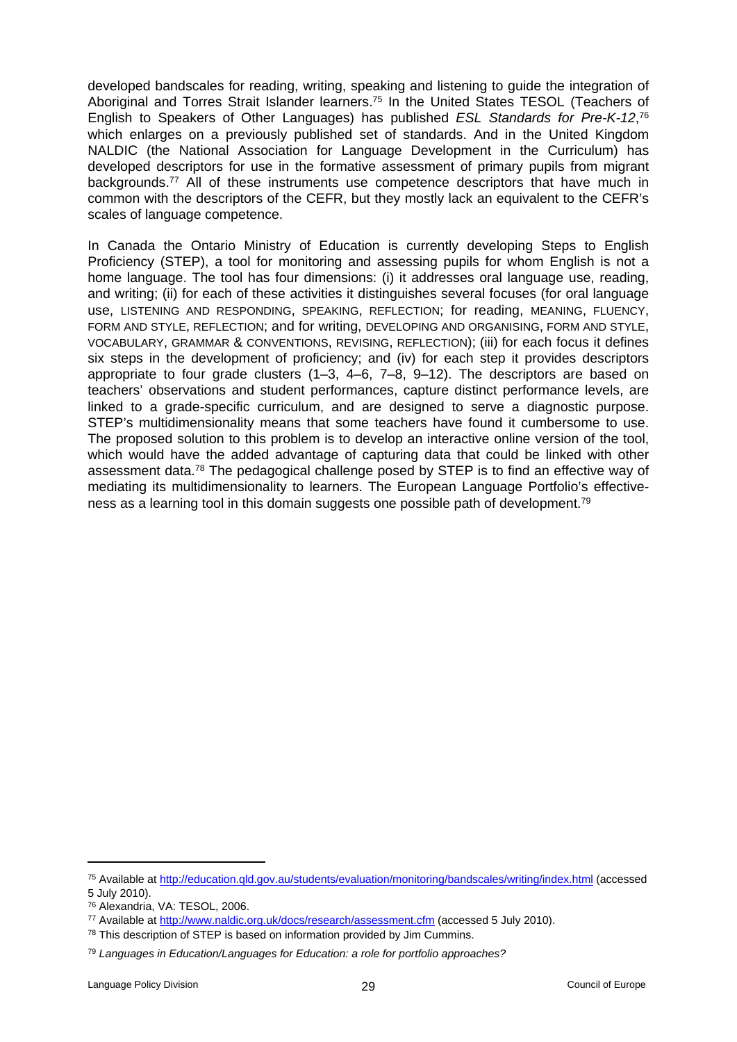developed bandscales for reading, writing, speaking and listening to guide the integration of Aboriginal and Torres Strait Islander learners.[75] In the United States TESOL (Teachers of English to Speakers of Other Languages) has published *ESL Standards for Pre-K-12*,[76] which enlarges on a previously published set of standards. And in the United Kingdom NALDIC (the National Association for Language Development in the Curriculum) has developed descriptors for use in the formative assessment of primary pupils from migrant backgrounds.[77] All of these instruments use competence descriptors that have much in common with the descriptors of the CEFR, but they mostly lack an equivalent to the CEFR's scales of language competence.

In Canada the Ontario Ministry of Education is currently developing Steps to English Proficiency (STEP), a tool for monitoring and assessing pupils for whom English is not a home language. The tool has four dimensions: (i) it addresses oral language use, reading, and writing; (ii) for each of these activities it distinguishes several focuses (for oral language use, LISTENING AND RESPONDING, SPEAKING, REFLECTION; for reading, MEANING, FLUENCY, FORM AND STYLE, REFLECTION; and for writing, DEVELOPING AND ORGANISING, FORM AND STYLE, VOCABULARY, GRAMMAR & CONVENTIONS, REVISING, REFLECTION); (iii) for each focus it defines six steps in the development of proficiency; and (iv) for each step it provides descriptors appropriate to four grade clusters (1–3, 4–6, 7–8, 9–12). The descriptors are based on teachers' observations and student performances, capture distinct performance levels, are linked to a grade-specific curriculum, and are designed to serve a diagnostic purpose. STEP's multidimensionality means that some teachers have found it cumbersome to use. The proposed solution to this problem is to develop an interactive online version of the tool, which would have the added advantage of capturing data that could be linked with other assessment data.[78] The pedagogical challenge posed by STEP is to find an effective way of mediating its multidimensionality to learners. The European Language Portfolio's effectiveness as a learning tool in this domain suggests one possible path of development.[79]

---

[75] Available at http://education.qld.gov.au/students/evaluation/monitoring/bandscales/writing/index.html (accessed 5 July 2010).

[76] Alexandria, VA: TESOL, 2006.

[77] Available at http://www.naldic.org.uk/docs/research/assessment.cfm (accessed 5 July 2010).

[78] This description of STEP is based on information provided by Jim Cummins.

[79] *Languages in Education/Languages for Education: a role for portfolio approaches?*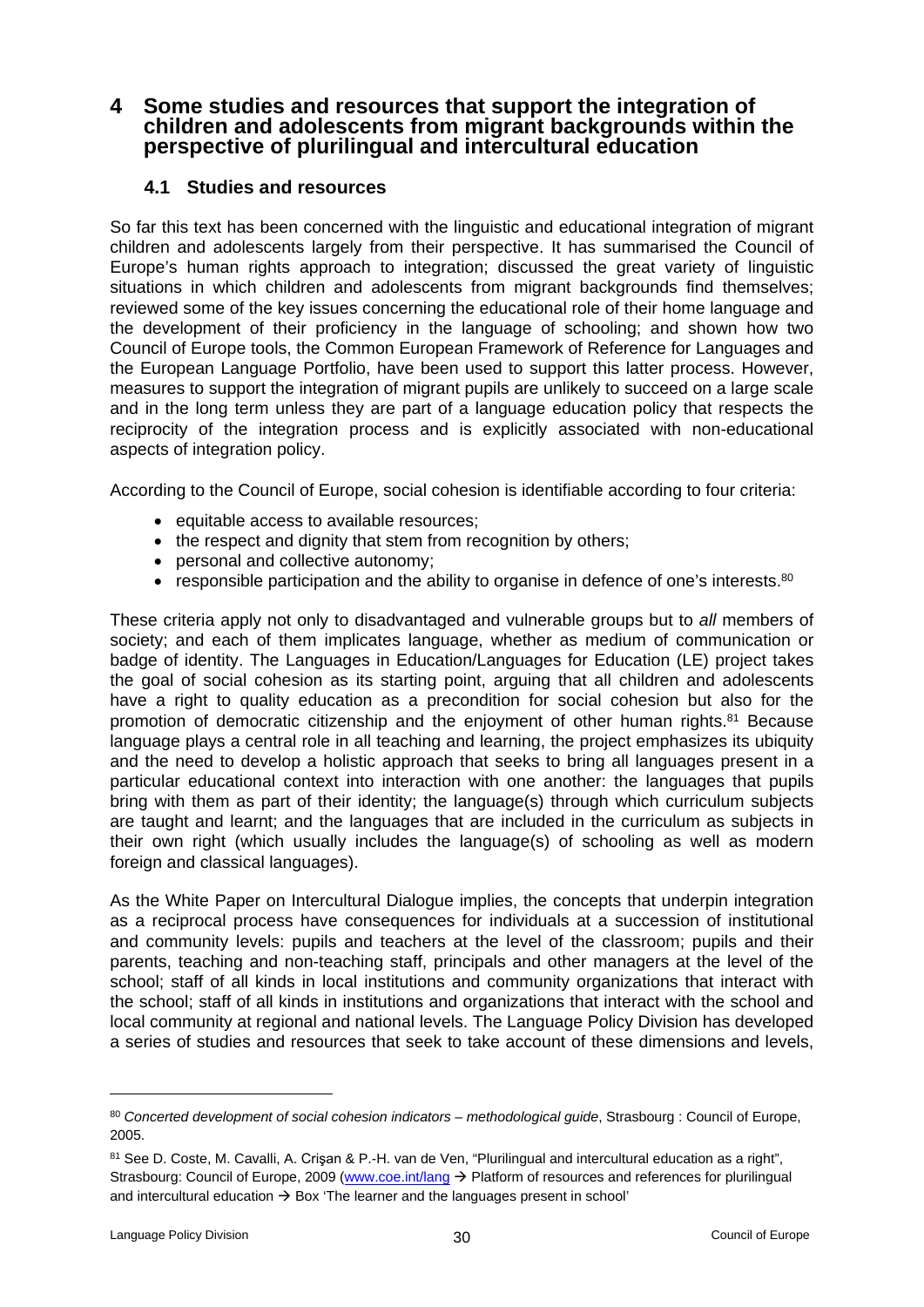# 4 Some studies and resources that support the integration of children and adolescents from migrant backgrounds within the perspective of plurilingual and intercultural education

## 4.1 Studies and resources

So far this text has been concerned with the linguistic and educational integration of migrant children and adolescents largely from their perspective. It has summarised the Council of Europe's human rights approach to integration; discussed the great variety of linguistic situations in which children and adolescents from migrant backgrounds find themselves; reviewed some of the key issues concerning the educational role of their home language and the development of their proficiency in the language of schooling; and shown how two Council of Europe tools, the Common European Framework of Reference for Languages and the European Language Portfolio, have been used to support this latter process. However, measures to support the integration of migrant pupils are unlikely to succeed on a large scale and in the long term unless they are part of a language education policy that respects the reciprocity of the integration process and is explicitly associated with non-educational aspects of integration policy.

According to the Council of Europe, social cohesion is identifiable according to four criteria:

- equitable access to available resources;
- the respect and dignity that stem from recognition by others;
- personal and collective autonomy;
- responsible participation and the ability to organise in defence of one's interests.[80]

These criteria apply not only to disadvantaged and vulnerable groups but to *all* members of society; and each of them implicates language, whether as medium of communication or badge of identity. The Languages in Education/Languages for Education (LE) project takes the goal of social cohesion as its starting point, arguing that all children and adolescents have a right to quality education as a precondition for social cohesion but also for the promotion of democratic citizenship and the enjoyment of other human rights.[81] Because language plays a central role in all teaching and learning, the project emphasizes its ubiquity and the need to develop a holistic approach that seeks to bring all languages present in a particular educational context into interaction with one another: the languages that pupils bring with them as part of their identity; the language(s) through which curriculum subjects are taught and learnt; and the languages that are included in the curriculum as subjects in their own right (which usually includes the language(s) of schooling as well as modern foreign and classical languages).

As the White Paper on Intercultural Dialogue implies, the concepts that underpin integration as a reciprocal process have consequences for individuals at a succession of institutional and community levels: pupils and teachers at the level of the classroom; pupils and their parents, teaching and non-teaching staff, principals and other managers at the level of the school; staff of all kinds in local institutions and community organizations that interact with the school; staff of all kinds in institutions and organizations that interact with the school and local community at regional and national levels. The Language Policy Division has developed a series of studies and resources that seek to take account of these dimensions and levels,

---

[80] *Concerted development of social cohesion indicators – methodological guide*, Strasbourg : Council of Europe, 2005.

[81] See D. Coste, M. Cavalli, A. Crişan & P.-H. van de Ven, "Plurilingual and intercultural education as a right", Strasbourg: Council of Europe, 2009 (www.coe.int/lang → Platform of resources and references for plurilingual and intercultural education → Box 'The learner and the languages present in school'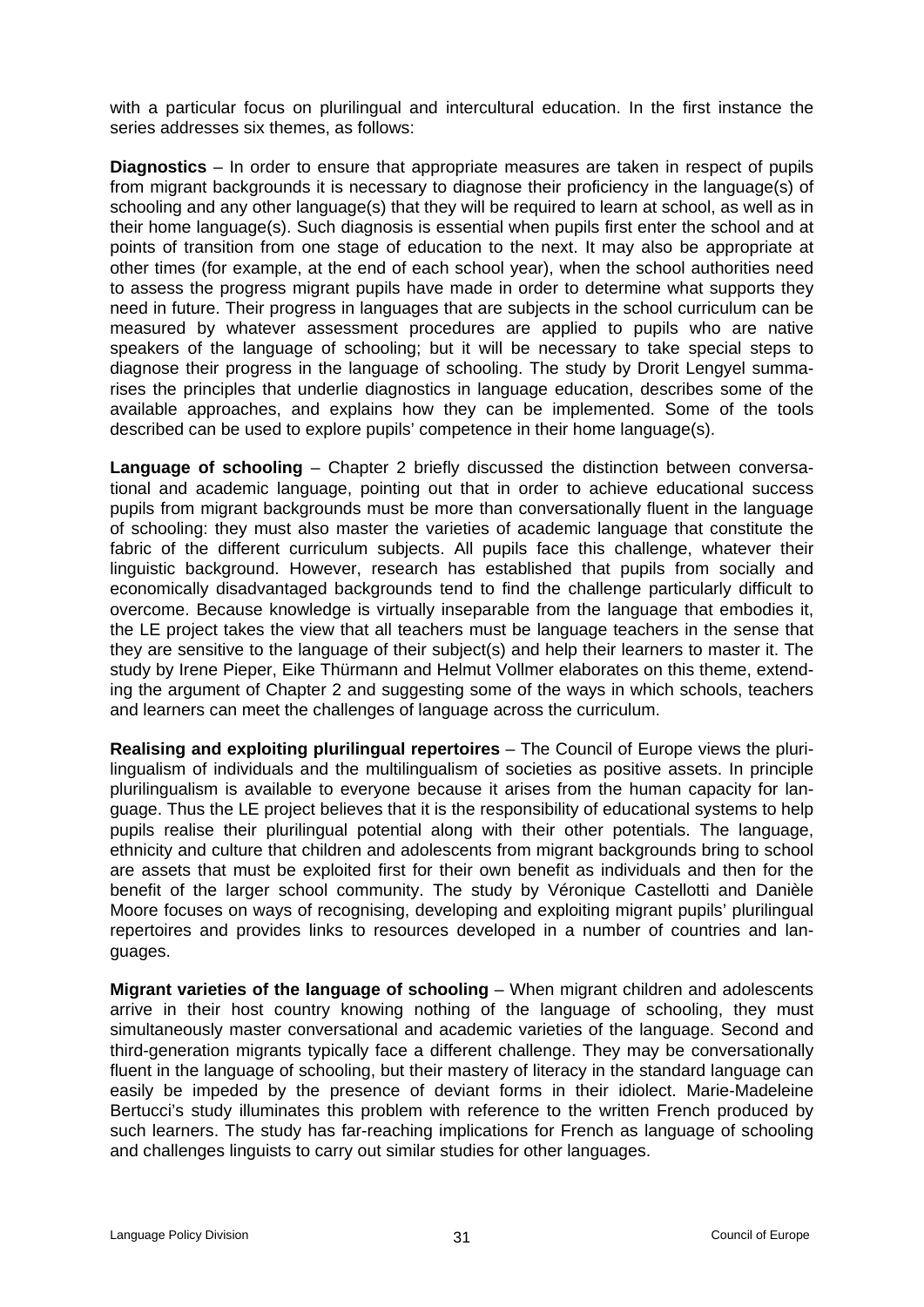with a particular focus on plurilingual and intercultural education. In the first instance the series addresses six themes, as follows:

**Diagnostics** – In order to ensure that appropriate measures are taken in respect of pupils from migrant backgrounds it is necessary to diagnose their proficiency in the language(s) of schooling and any other language(s) that they will be required to learn at school, as well as in their home language(s). Such diagnosis is essential when pupils first enter the school and at points of transition from one stage of education to the next. It may also be appropriate at other times (for example, at the end of each school year), when the school authorities need to assess the progress migrant pupils have made in order to determine what supports they need in future. Their progress in languages that are subjects in the school curriculum can be measured by whatever assessment procedures are applied to pupils who are native speakers of the language of schooling; but it will be necessary to take special steps to diagnose their progress in the language of schooling. The study by Drorit Lengyel summarises the principles that underlie diagnostics in language education, describes some of the available approaches, and explains how they can be implemented. Some of the tools described can be used to explore pupils' competence in their home language(s).

**Language of schooling** – Chapter 2 briefly discussed the distinction between conversational and academic language, pointing out that in order to achieve educational success pupils from migrant backgrounds must be more than conversationally fluent in the language of schooling: they must also master the varieties of academic language that constitute the fabric of the different curriculum subjects. All pupils face this challenge, whatever their linguistic background. However, research has established that pupils from socially and economically disadvantaged backgrounds tend to find the challenge particularly difficult to overcome. Because knowledge is virtually inseparable from the language that embodies it, the LE project takes the view that all teachers must be language teachers in the sense that they are sensitive to the language of their subject(s) and help their learners to master it. The study by Irene Pieper, Eike Thürmann and Helmut Vollmer elaborates on this theme, extending the argument of Chapter 2 and suggesting some of the ways in which schools, teachers and learners can meet the challenges of language across the curriculum.

**Realising and exploiting plurilingual repertoires** – The Council of Europe views the plurilingualism of individuals and the multilingualism of societies as positive assets. In principle plurilingualism is available to everyone because it arises from the human capacity for language. Thus the LE project believes that it is the responsibility of educational systems to help pupils realise their plurilingual potential along with their other potentials. The language, ethnicity and culture that children and adolescents from migrant backgrounds bring to school are assets that must be exploited first for their own benefit as individuals and then for the benefit of the larger school community. The study by Véronique Castellotti and Danièle Moore focuses on ways of recognising, developing and exploiting migrant pupils' plurilingual repertoires and provides links to resources developed in a number of countries and languages.

**Migrant varieties of the language of schooling** – When migrant children and adolescents arrive in their host country knowing nothing of the language of schooling, they must simultaneously master conversational and academic varieties of the language. Second and third-generation migrants typically face a different challenge. They may be conversationally fluent in the language of schooling, but their mastery of literacy in the standard language can easily be impeded by the presence of deviant forms in their idiolect. Marie-Madeleine Bertucci's study illuminates this problem with reference to the written French produced by such learners. The study has far-reaching implications for French as language of schooling and challenges linguists to carry out similar studies for other languages.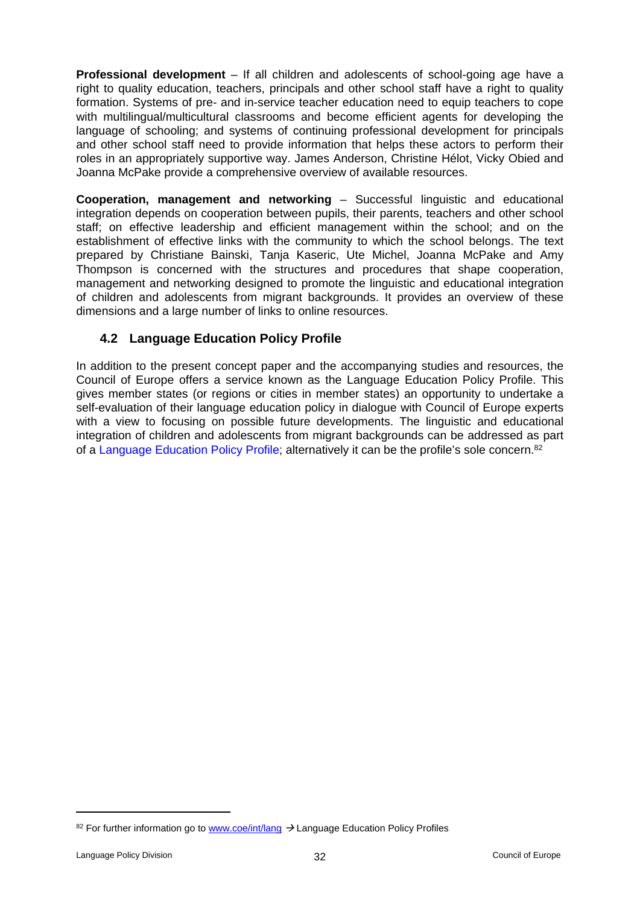**Professional development** – If all children and adolescents of school-going age have a right to quality education, teachers, principals and other school staff have a right to quality formation. Systems of pre- and in-service teacher education need to equip teachers to cope with multilingual/multicultural classrooms and become efficient agents for developing the language of schooling; and systems of continuing professional development for principals and other school staff need to provide information that helps these actors to perform their roles in an appropriately supportive way. James Anderson, Christine Hélot, Vicky Obied and Joanna McPake provide a comprehensive overview of available resources.

**Cooperation, management and networking** – Successful linguistic and educational integration depends on cooperation between pupils, their parents, teachers and other school staff; on effective leadership and efficient management within the school; and on the establishment of effective links with the community to which the school belongs. The text prepared by Christiane Bainski, Tanja Kaseric, Ute Michel, Joanna McPake and Amy Thompson is concerned with the structures and procedures that shape cooperation, management and networking designed to promote the linguistic and educational integration of children and adolescents from migrant backgrounds. It provides an overview of these dimensions and a large number of links to online resources.

### 4.2 Language Education Policy Profile

In addition to the present concept paper and the accompanying studies and resources, the Council of Europe offers a service known as the Language Education Policy Profile. This gives member states (or regions or cities in member states) an opportunity to undertake a self-evaluation of their language education policy in dialogue with Council of Europe experts with a view to focusing on possible future developments. The linguistic and educational integration of children and adolescents from migrant backgrounds can be addressed as part of a Language Education Policy Profile; alternatively it can be the profile's sole concern.[82]

[82] For further information go to www.coe/int/lang → Language Education Policy Profiles